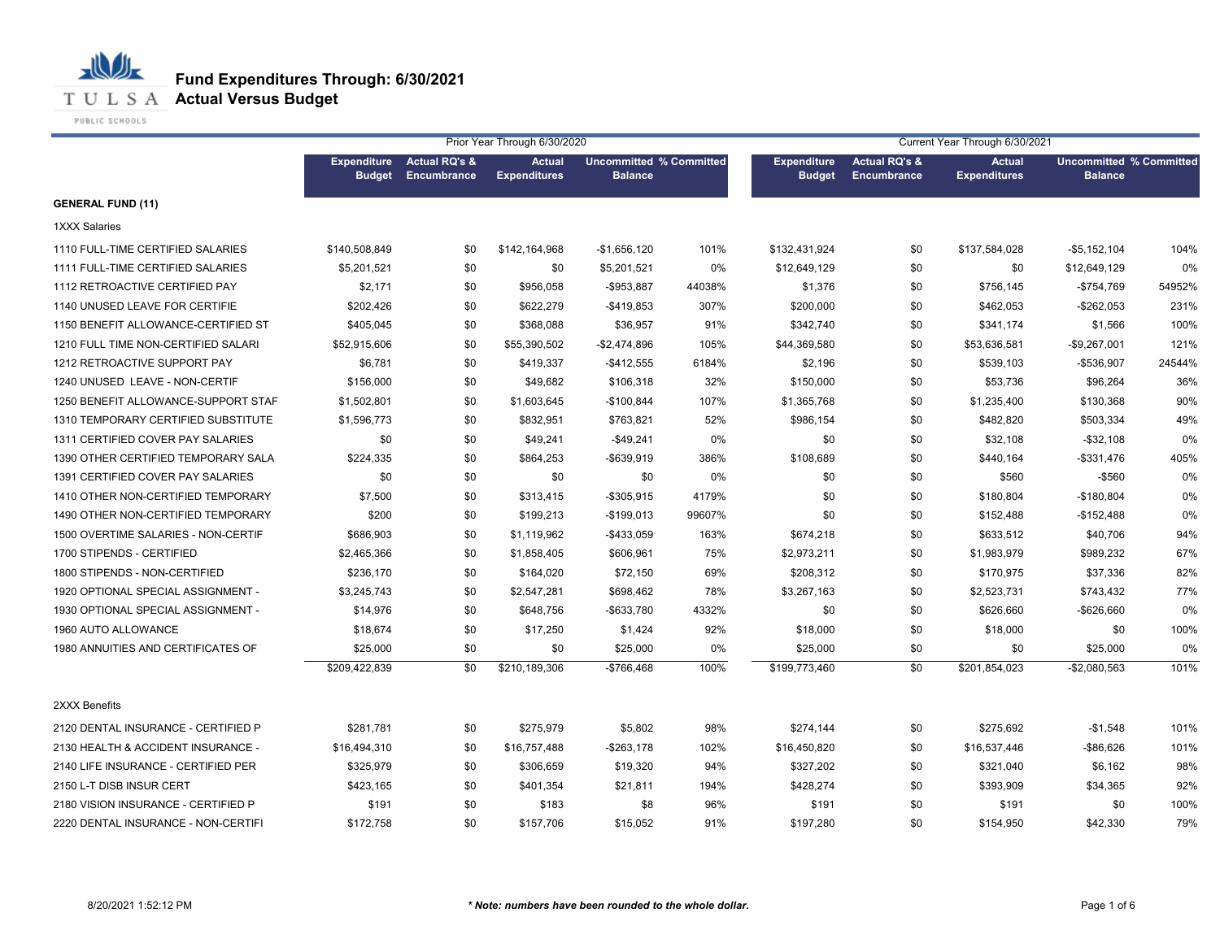# Fund Expenditures Through: 6/30/2021
## Actual Versus Budget

| | Prior Year Through 6/30/2020 | | | | | Current Year Through 6/30/2021 | | | | |
|---|---|---|---|---|---|---|---|---|---|---|
| | Expenditure Budget | Actual RQ's & Encumbrance | Actual Expenditures | Uncommitted Balance | % Committed | Expenditure Budget | Actual RQ's & Encumbrance | Actual Expenditures | Uncommitted Balance | % Committed |
| **GENERAL FUND (11)** | | | | | | | | | | |
| 1XXX Salaries | | | | | | | | | | |
| 1110 FULL-TIME CERTIFIED SALARIES | $140,508,849 | $0 | $142,164,968 | -$1,656,120 | 101% | $132,431,924 | $0 | $137,584,028 | -$5,152,104 | 104% |
| 1111 FULL-TIME CERTIFIED SALARIES | $5,201,521 | $0 | $0 | $5,201,521 | 0% | $12,649,129 | $0 | $0 | $12,649,129 | 0% |
| 1112 RETROACTIVE CERTIFIED PAY | $2,171 | $0 | $956,058 | -$953,887 | 44038% | $1,376 | $0 | $756,145 | -$754,769 | 54952% |
| 1140 UNUSED LEAVE FOR CERTIFIE | $202,426 | $0 | $622,279 | -$419,853 | 307% | $200,000 | $0 | $462,053 | -$262,053 | 231% |
| 1150 BENEFIT ALLOWANCE-CERTIFIED ST | $405,045 | $0 | $368,088 | $36,957 | 91% | $342,740 | $0 | $341,174 | $1,566 | 100% |
| 1210 FULL TIME NON-CERTIFIED SALARI | $52,915,606 | $0 | $55,390,502 | -$2,474,896 | 105% | $44,369,580 | $0 | $53,636,581 | -$9,267,001 | 121% |
| 1212 RETROACTIVE SUPPORT PAY | $6,781 | $0 | $419,337 | -$412,555 | 6184% | $2,196 | $0 | $539,103 | -$536,907 | 24544% |
| 1240 UNUSED LEAVE - NON-CERTIF | $156,000 | $0 | $49,682 | $106,318 | 32% | $150,000 | $0 | $53,736 | $96,264 | 36% |
| 1250 BENEFIT ALLOWANCE-SUPPORT STAF | $1,502,801 | $0 | $1,603,645 | -$100,844 | 107% | $1,365,768 | $0 | $1,235,400 | $130,368 | 90% |
| 1310 TEMPORARY CERTIFIED SUBSTITUTE | $1,596,773 | $0 | $832,951 | $763,821 | 52% | $986,154 | $0 | $482,820 | $503,334 | 49% |
| 1311 CERTIFIED COVER PAY SALARIES | $0 | $0 | $49,241 | -$49,241 | 0% | $0 | $0 | $32,108 | -$32,108 | 0% |
| 1390 OTHER CERTIFIED TEMPORARY SALA | $224,335 | $0 | $864,253 | -$639,919 | 386% | $108,689 | $0 | $440,164 | -$331,476 | 405% |
| 1391 CERTIFIED COVER PAY SALARIES | $0 | $0 | $0 | $0 | 0% | $0 | $0 | $560 | -$560 | 0% |
| 1410 OTHER NON-CERTIFIED TEMPORARY | $7,500 | $0 | $313,415 | -$305,915 | 4179% | $0 | $0 | $180,804 | -$180,804 | 0% |
| 1490 OTHER NON-CERTIFIED TEMPORARY | $200 | $0 | $199,213 | -$199,013 | 99607% | $0 | $0 | $152,488 | -$152,488 | 0% |
| 1500 OVERTIME SALARIES - NON-CERTIF | $686,903 | $0 | $1,119,962 | -$433,059 | 163% | $674,218 | $0 | $633,512 | $40,706 | 94% |
| 1700 STIPENDS - CERTIFIED | $2,465,366 | $0 | $1,858,405 | $606,961 | 75% | $2,973,211 | $0 | $1,983,979 | $989,232 | 67% |
| 1800 STIPENDS - NON-CERTIFIED | $236,170 | $0 | $164,020 | $72,150 | 69% | $208,312 | $0 | $170,975 | $37,336 | 82% |
| 1920 OPTIONAL SPECIAL ASSIGNMENT - | $3,245,743 | $0 | $2,547,281 | $698,462 | 78% | $3,267,163 | $0 | $2,523,731 | $743,432 | 77% |
| 1930 OPTIONAL SPECIAL ASSIGNMENT - | $14,976 | $0 | $648,756 | -$633,780 | 4332% | $0 | $0 | $626,660 | -$626,660 | 0% |
| 1960 AUTO ALLOWANCE | $18,674 | $0 | $17,250 | $1,424 | 92% | $18,000 | $0 | $18,000 | $0 | 100% |
| 1980 ANNUITIES AND CERTIFICATES OF | $25,000 | $0 | $0 | $25,000 | 0% | $25,000 | $0 | $0 | $25,000 | 0% |
| | $209,422,839 | $0 | $210,189,306 | -$766,468 | 100% | $199,773,460 | $0 | $201,854,023 | -$2,080,563 | 101% |
| 2XXX Benefits | | | | | | | | | | |
| 2120 DENTAL INSURANCE - CERTIFIED P | $281,781 | $0 | $275,979 | $5,802 | 98% | $274,144 | $0 | $275,692 | -$1,548 | 101% |
| 2130 HEALTH & ACCIDENT INSURANCE - | $16,494,310 | $0 | $16,757,488 | -$263,178 | 102% | $16,450,820 | $0 | $16,537,446 | -$86,626 | 101% |
| 2140 LIFE INSURANCE - CERTIFIED PER | $325,979 | $0 | $306,659 | $19,320 | 94% | $327,202 | $0 | $321,040 | $6,162 | 98% |
| 2150 L-T DISB INSUR CERT | $423,165 | $0 | $401,354 | $21,811 | 194% | $428,274 | $0 | $393,909 | $34,365 | 92% |
| 2180 VISION INSURANCE - CERTIFIED P | $191 | $0 | $183 | $8 | 96% | $191 | $0 | $191 | $0 | 100% |
| 2220 DENTAL INSURANCE - NON-CERTIFI | $172,758 | $0 | $157,706 | $15,052 | 91% | $197,280 | $0 | $154,950 | $42,330 | 79% |

8/20/2021 1:52:12 PM

***Note: numbers have been rounded to the whole dollar.**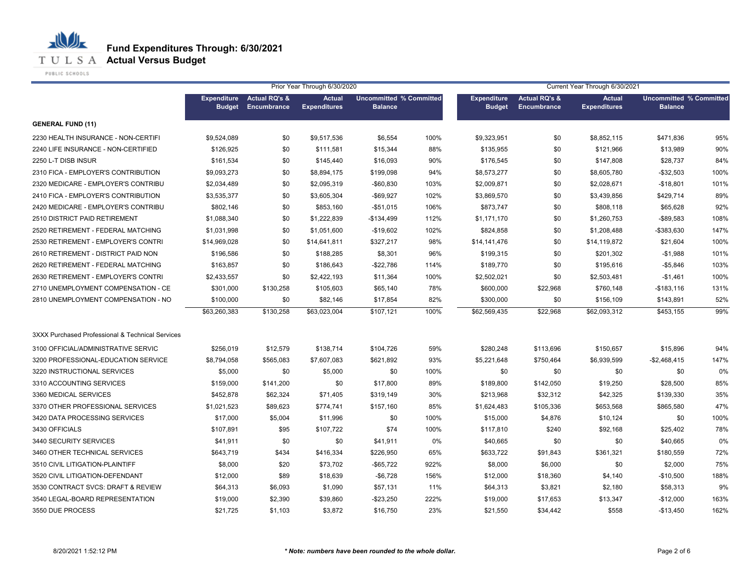# Fund Expenditures Through: 6/30/2021
## Actual Versus Budget

| | Prior Year Through 6/30/2020 | | | | | Current Year Through 6/30/2021 | | | | |
|---|---|---|---|---|---|---|---|---|---|---|
| | Expenditure Budget | Actual RQ's & Encumbrance | Actual Expenditures | Uncommitted Balance | % Committed | Expenditure Budget | Actual RQ's & Encumbrance | Actual Expenditures | Uncommitted Balance | % Committed |
| **GENERAL FUND (11)** | | | | | | | | | | |
| 2230 HEALTH INSURANCE - NON-CERTIFI | $9,524,089 | $0 | $9,517,536 | $6,554 | 100% | $9,323,951 | $0 | $8,852,115 | $471,836 | 95% |
| 2240 LIFE INSURANCE - NON-CERTIFIED | $126,925 | $0 | $111,581 | $15,344 | 88% | $135,955 | $0 | $121,966 | $13,989 | 90% |
| 2250 L-T DISB INSUR | $161,534 | $0 | $145,440 | $16,093 | 90% | $176,545 | $0 | $147,808 | $28,737 | 84% |
| 2310 FICA - EMPLOYER'S CONTRIBUTION | $9,093,273 | $0 | $8,894,175 | $199,098 | 94% | $8,573,277 | $0 | $8,605,780 | -$32,503 | 100% |
| 2320 MEDICARE - EMPLOYER'S CONTRIBU | $2,034,489 | $0 | $2,095,319 | -$60,830 | 103% | $2,009,871 | $0 | $2,028,671 | -$18,801 | 101% |
| 2410 FICA - EMPLOYER'S CONTRIBUTION | $3,535,377 | $0 | $3,605,304 | -$69,927 | 102% | $3,869,570 | $0 | $3,439,856 | $429,714 | 89% |
| 2420 MEDICARE - EMPLOYER'S CONTRIBU | $802,146 | $0 | $853,160 | -$51,015 | 106% | $873,747 | $0 | $808,118 | $65,628 | 92% |
| 2510 DISTRICT PAID RETIREMENT | $1,088,340 | $0 | $1,222,839 | -$134,499 | 112% | $1,171,170 | $0 | $1,260,753 | -$89,583 | 108% |
| 2520 RETIREMENT - FEDERAL MATCHING | $1,031,998 | $0 | $1,051,600 | -$19,602 | 102% | $824,858 | $0 | $1,208,488 | -$383,630 | 147% |
| 2530 RETIREMENT - EMPLOYER'S CONTRI | $14,969,028 | $0 | $14,641,811 | $327,217 | 98% | $14,141,476 | $0 | $14,119,872 | $21,604 | 100% |
| 2610 RETIREMENT - DISTRICT PAID NON | $196,586 | $0 | $188,285 | $8,301 | 96% | $199,315 | $0 | $201,302 | -$1,988 | 101% |
| 2620 RETIREMENT - FEDERAL MATCHING | $163,857 | $0 | $186,643 | -$22,786 | 114% | $189,770 | $0 | $195,616 | -$5,846 | 103% |
| 2630 RETIREMENT - EMPLOYER'S CONTRI | $2,433,557 | $0 | $2,422,193 | $11,364 | 100% | $2,502,021 | $0 | $2,503,481 | -$1,461 | 100% |
| 2710 UNEMPLOYMENT COMPENSATION - CE | $301,000 | $130,258 | $105,603 | $65,140 | 78% | $600,000 | $22,968 | $760,148 | -$183,116 | 131% |
| 2810 UNEMPLOYMENT COMPENSATION - NO | $100,000 | $0 | $82,146 | $17,854 | 82% | $300,000 | $0 | $156,109 | $143,891 | 52% |
| | $63,260,383 | $130,258 | $63,023,004 | $107,121 | 100% | $62,569,435 | $22,968 | $62,093,312 | $453,155 | 99% |
| 3XXX Purchased Professional & Technical Services | | | | | | | | | | |
| 3100 OFFICIAL/ADMINISTRATIVE SERVIC | $256,019 | $12,579 | $138,714 | $104,726 | 59% | $280,248 | $113,696 | $150,657 | $15,896 | 94% |
| 3200 PROFESSIONAL-EDUCATION SERVICE | $8,794,058 | $565,083 | $7,607,083 | $621,892 | 93% | $5,221,648 | $750,464 | $6,939,599 | -$2,468,415 | 147% |
| 3220 INSTRUCTIONAL SERVICES | $5,000 | $0 | $5,000 | $0 | 100% | $0 | $0 | $0 | $0 | 0% |
| 3310 ACCOUNTING SERVICES | $159,000 | $141,200 | $0 | $17,800 | 89% | $189,800 | $142,050 | $19,250 | $28,500 | 85% |
| 3360 MEDICAL SERVICES | $452,878 | $62,324 | $71,405 | $319,149 | 30% | $213,968 | $32,312 | $42,325 | $139,330 | 35% |
| 3370 OTHER PROFESSIONAL SERVICES | $1,021,523 | $89,623 | $774,741 | $157,160 | 85% | $1,624,483 | $105,336 | $653,568 | $865,580 | 47% |
| 3420 DATA PROCESSING SERVICES | $17,000 | $5,004 | $11,996 | $0 | 100% | $15,000 | $4,876 | $10,124 | $0 | 100% |
| 3430 OFFICIALS | $107,891 | $95 | $107,722 | $74 | 100% | $117,810 | $240 | $92,168 | $25,402 | 78% |
| 3440 SECURITY SERVICES | $41,911 | $0 | $0 | $41,911 | 0% | $40,665 | $0 | $0 | $40,665 | 0% |
| 3460 OTHER TECHNICAL SERVICES | $643,719 | $434 | $416,334 | $226,950 | 65% | $633,722 | $91,843 | $361,321 | $180,559 | 72% |
| 3510 CIVIL LITIGATION-PLAINTIFF | $8,000 | $20 | $73,702 | -$65,722 | 922% | $8,000 | $6,000 | $0 | $2,000 | 75% |
| 3520 CIVIL LITIGATION-DEFENDANT | $12,000 | $89 | $18,639 | -$6,728 | 156% | $12,000 | $18,360 | $4,140 | -$10,500 | 188% |
| 3530 CONTRACT SVCS: DRAFT & REVIEW | $64,313 | $6,093 | $1,090 | $57,131 | 11% | $64,313 | $3,821 | $2,180 | $58,313 | 9% |
| 3540 LEGAL-BOARD REPRESENTATION | $19,000 | $2,390 | $39,860 | -$23,250 | 222% | $19,000 | $17,653 | $13,347 | -$12,000 | 163% |
| 3550 DUE PROCESS | $21,725 | $1,103 | $3,872 | $16,750 | 23% | $21,550 | $34,442 | $558 | -$13,450 | 162% |

8/20/2021 1:52:12 PM

*** Note: numbers have been rounded to the whole dollar.***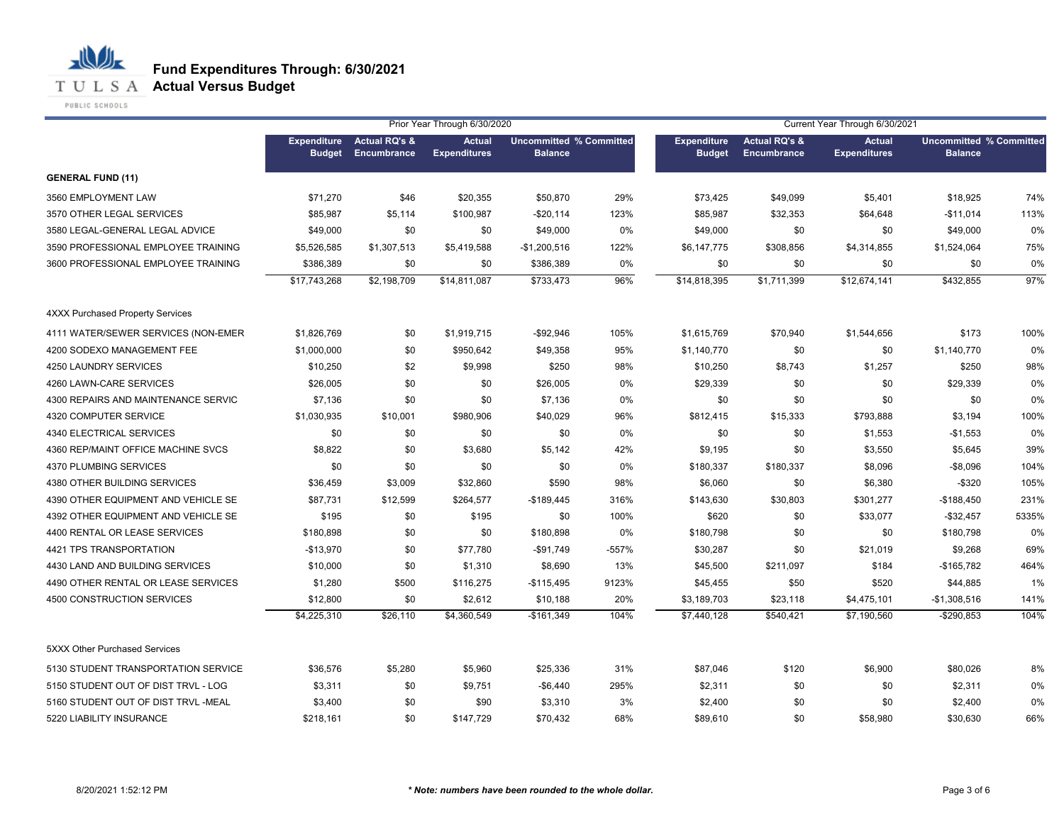# Fund Expenditures Through: 6/30/2021
## Actual Versus Budget

| | Prior Year Through 6/30/2020 | | | | | Current Year Through 6/30/2021 | | | | |
|---|---|---|---|---|---|---|---|---|---|---|
| | Expenditure Budget | Actual RQ's & Encumbrance | Actual Expenditures | Uncommitted Balance | % Committed | Expenditure Budget | Actual RQ's & Encumbrance | Actual Expenditures | Uncommitted Balance | % Committed |
| **GENERAL FUND (11)** | | | | | | | | | | |
| 3560 EMPLOYMENT LAW | $71,270 | $46 | $20,355 | $50,870 | 29% | $73,425 | $49,099 | $5,401 | $18,925 | 74% |
| 3570 OTHER LEGAL SERVICES | $85,987 | $5,114 | $100,987 | -$20,114 | 123% | $85,987 | $32,353 | $64,648 | -$11,014 | 113% |
| 3580 LEGAL-GENERAL LEGAL ADVICE | $49,000 | $0 | $0 | $49,000 | 0% | $49,000 | $0 | $0 | $49,000 | 0% |
| 3590 PROFESSIONAL EMPLOYEE TRAINING | $5,526,585 | $1,307,513 | $5,419,588 | -$1,200,516 | 122% | $6,147,775 | $308,856 | $4,314,855 | $1,524,064 | 75% |
| 3600 PROFESSIONAL EMPLOYEE TRAINING | $386,389 | $0 | $0 | $386,389 | 0% | $0 | $0 | $0 | $0 | 0% |
| | $17,743,268 | $2,198,709 | $14,811,087 | $733,473 | 96% | $14,818,395 | $1,711,399 | $12,674,141 | $432,855 | 97% |
| 4XXX Purchased Property Services | | | | | | | | | | |
| 4111 WATER/SEWER SERVICES (NON-EMER | $1,826,769 | $0 | $1,919,715 | -$92,946 | 105% | $1,615,769 | $70,940 | $1,544,656 | $173 | 100% |
| 4200 SODEXO MANAGEMENT FEE | $1,000,000 | $0 | $950,642 | $49,358 | 95% | $1,140,770 | $0 | $0 | $1,140,770 | 0% |
| 4250 LAUNDRY SERVICES | $10,250 | $2 | $9,998 | $250 | 98% | $10,250 | $8,743 | $1,257 | $250 | 98% |
| 4260 LAWN-CARE SERVICES | $26,005 | $0 | $0 | $26,005 | 0% | $29,339 | $0 | $0 | $29,339 | 0% |
| 4300 REPAIRS AND MAINTENANCE SERVIC | $7,136 | $0 | $0 | $7,136 | 0% | $0 | $0 | $0 | $0 | 0% |
| 4320 COMPUTER SERVICE | $1,030,935 | $10,001 | $980,906 | $40,029 | 96% | $812,415 | $15,333 | $793,888 | $3,194 | 100% |
| 4340 ELECTRICAL SERVICES | $0 | $0 | $0 | $0 | 0% | $0 | $0 | $1,553 | -$1,553 | 0% |
| 4360 REP/MAINT OFFICE MACHINE SVCS | $8,822 | $0 | $3,680 | $5,142 | 42% | $9,195 | $0 | $3,550 | $5,645 | 39% |
| 4370 PLUMBING SERVICES | $0 | $0 | $0 | $0 | 0% | $180,337 | $180,337 | $8,096 | -$8,096 | 104% |
| 4380 OTHER BUILDING SERVICES | $36,459 | $3,009 | $32,860 | $590 | 98% | $6,060 | $0 | $6,380 | -$320 | 105% |
| 4390 OTHER EQUIPMENT AND VEHICLE SE | $87,731 | $12,599 | $264,577 | -$189,445 | 316% | $143,630 | $30,803 | $301,277 | -$188,450 | 231% |
| 4392 OTHER EQUIPMENT AND VEHICLE SE | $195 | $0 | $195 | $0 | 100% | $620 | $0 | $33,077 | -$32,457 | 5335% |
| 4400 RENTAL OR LEASE SERVICES | $180,898 | $0 | $0 | $180,898 | 0% | $180,798 | $0 | $0 | $180,798 | 0% |
| 4421 TPS TRANSPORTATION | -$13,970 | $0 | $77,780 | -$91,749 | -557% | $30,287 | $0 | $21,019 | $9,268 | 69% |
| 4430 LAND AND BUILDING SERVICES | $10,000 | $0 | $1,310 | $8,690 | 13% | $45,500 | $211,097 | $184 | -$165,782 | 464% |
| 4490 OTHER RENTAL OR LEASE SERVICES | $1,280 | $500 | $116,275 | -$115,495 | 9123% | $45,455 | $50 | $520 | $44,885 | 1% |
| 4500 CONSTRUCTION SERVICES | $12,800 | $0 | $2,612 | $10,188 | 20% | $3,189,703 | $23,118 | $4,475,101 | -$1,308,516 | 141% |
| | $4,225,310 | $26,110 | $4,360,549 | -$161,349 | 104% | $7,440,128 | $540,421 | $7,190,560 | -$290,853 | 104% |
| 5XXX Other Purchased Services | | | | | | | | | | |
| 5130 STUDENT TRANSPORTATION SERVICE | $36,576 | $5,280 | $5,960 | $25,336 | 31% | $87,046 | $120 | $6,900 | $80,026 | 8% |
| 5150 STUDENT OUT OF DIST TRVL - LOG | $3,311 | $0 | $9,751 | -$6,440 | 295% | $2,311 | $0 | $0 | $2,311 | 0% |
| 5160 STUDENT OUT OF DIST TRVL -MEAL | $3,400 | $0 | $90 | $3,310 | 3% | $2,400 | $0 | $0 | $2,400 | 0% |
| 5220 LIABILITY INSURANCE | $218,161 | $0 | $147,729 | $70,432 | 68% | $89,610 | $0 | $58,980 | $30,630 | 66% |

8/20/2021 1:52:12 PM

*** Note: numbers have been rounded to the whole dollar.***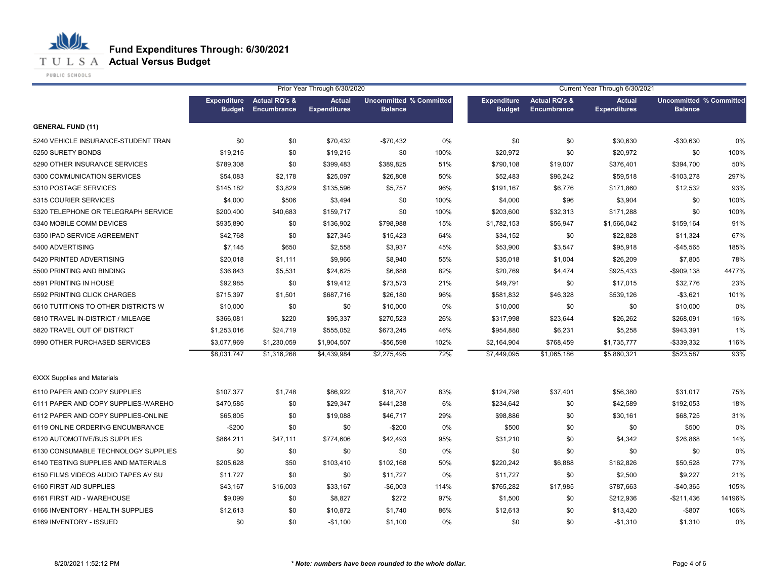# Fund Expenditures Through: 6/30/2021
## Actual Versus Budget

| | Prior Year Through 6/30/2020 | | | | | Current Year Through 6/30/2021 | | | | |
|---|---|---|---|---|---|---|---|---|---|---|
| | Expenditure Budget | Actual RQ's & Encumbrance | Actual Expenditures | Uncommitted Balance | % Committed | Expenditure Budget | Actual RQ's & Encumbrance | Actual Expenditures | Uncommitted Balance | % Committed |
| **GENERAL FUND (11)** | | | | | | | | | | |
| 5240 VEHICLE INSURANCE-STUDENT TRAN | $0 | $0 | $70,432 | -$70,432 | 0% | $0 | $0 | $30,630 | -$30,630 | 0% |
| 5250 SURETY BONDS | $19,215 | $0 | $19,215 | $0 | 100% | $20,972 | $0 | $20,972 | $0 | 100% |
| 5290 OTHER INSURANCE SERVICES | $789,308 | $0 | $399,483 | $389,825 | 51% | $790,108 | $19,007 | $376,401 | $394,700 | 50% |
| 5300 COMMUNICATION SERVICES | $54,083 | $2,178 | $25,097 | $26,808 | 50% | $52,483 | $96,242 | $59,518 | -$103,278 | 297% |
| 5310 POSTAGE SERVICES | $145,182 | $3,829 | $135,596 | $5,757 | 96% | $191,167 | $6,776 | $171,860 | $12,532 | 93% |
| 5315 COURIER SERVICES | $4,000 | $506 | $3,494 | $0 | 100% | $4,000 | $96 | $3,904 | $0 | 100% |
| 5320 TELEPHONE OR TELEGRAPH SERVICE | $200,400 | $40,683 | $159,717 | $0 | 100% | $203,600 | $32,313 | $171,288 | $0 | 100% |
| 5340 MOBILE COMM DEVICES | $935,890 | $0 | $136,902 | $798,988 | 15% | $1,782,153 | $56,947 | $1,566,042 | $159,164 | 91% |
| 5350 IPAD SERVICE AGREEMENT | $42,768 | $0 | $27,345 | $15,423 | 64% | $34,152 | $0 | $22,828 | $11,324 | 67% |
| 5400 ADVERTISING | $7,145 | $650 | $2,558 | $3,937 | 45% | $53,900 | $3,547 | $95,918 | -$45,565 | 185% |
| 5420 PRINTED ADVERTISING | $20,018 | $1,111 | $9,966 | $8,940 | 55% | $35,018 | $1,004 | $26,209 | $7,805 | 78% |
| 5500 PRINTING AND BINDING | $36,843 | $5,531 | $24,625 | $6,688 | 82% | $20,769 | $4,474 | $925,433 | -$909,138 | 4477% |
| 5591 PRINTING IN HOUSE | $92,985 | $0 | $19,412 | $73,573 | 21% | $49,791 | $0 | $17,015 | $32,776 | 23% |
| 5592 PRINTING CLICK CHARGES | $715,397 | $1,501 | $687,716 | $26,180 | 96% | $581,832 | $46,328 | $539,126 | -$3,621 | 101% |
| 5610 TUTITIONS TO OTHER DISTRICTS W | $10,000 | $0 | $0 | $10,000 | 0% | $10,000 | $0 | $0 | $10,000 | 0% |
| 5810 TRAVEL IN-DISTRICT / MILEAGE | $366,081 | $220 | $95,337 | $270,523 | 26% | $317,998 | $23,644 | $26,262 | $268,091 | 16% |
| 5820 TRAVEL OUT OF DISTRICT | $1,253,016 | $24,719 | $555,052 | $673,245 | 46% | $954,880 | $6,231 | $5,258 | $943,391 | 1% |
| 5990 OTHER PURCHASED SERVICES | $3,077,969 | $1,230,059 | $1,904,507 | -$56,598 | 102% | $2,164,904 | $768,459 | $1,735,777 | -$339,332 | 116% |
| | $8,031,747 | $1,316,268 | $4,439,984 | $2,275,495 | 72% | $7,449,095 | $1,065,186 | $5,860,321 | $523,587 | 93% |
| 6XXX Supplies and Materials | | | | | | | | | | |
| 6110 PAPER AND COPY SUPPLIES | $107,377 | $1,748 | $86,922 | $18,707 | 83% | $124,798 | $37,401 | $56,380 | $31,017 | 75% |
| 6111 PAPER AND COPY SUPPLIES-WAREHO | $470,585 | $0 | $29,347 | $441,238 | 6% | $234,642 | $0 | $42,589 | $192,053 | 18% |
| 6112 PAPER AND COPY SUPPLIES-ONLINE | $65,805 | $0 | $19,088 | $46,717 | 29% | $98,886 | $0 | $30,161 | $68,725 | 31% |
| 6119 ONLINE ORDERING ENCUMBRANCE | -$200 | $0 | $0 | -$200 | 0% | $500 | $0 | $0 | $500 | 0% |
| 6120 AUTOMOTIVE/BUS SUPPLIES | $864,211 | $47,111 | $774,606 | $42,493 | 95% | $31,210 | $0 | $4,342 | $26,868 | 14% |
| 6130 CONSUMABLE TECHNOLOGY SUPPLIES | $0 | $0 | $0 | $0 | 0% | $0 | $0 | $0 | $0 | 0% |
| 6140 TESTING SUPPLIES AND MATERIALS | $205,628 | $50 | $103,410 | $102,168 | 50% | $220,242 | $6,888 | $162,826 | $50,528 | 77% |
| 6150 FILMS VIDEOS AUDIO TAPES AV SU | $11,727 | $0 | $0 | $11,727 | 0% | $11,727 | $0 | $2,500 | $9,227 | 21% |
| 6160 FIRST AID SUPPLIES | $43,167 | $16,003 | $33,167 | -$6,003 | 114% | $765,282 | $17,985 | $787,663 | -$40,365 | 105% |
| 6161 FIRST AID - WAREHOUSE | $9,099 | $0 | $8,827 | $272 | 97% | $1,500 | $0 | $212,936 | -$211,436 | 14196% |
| 6166 INVENTORY - HEALTH SUPPLIES | $12,613 | $0 | $10,872 | $1,740 | 86% | $12,613 | $0 | $13,420 | -$807 | 106% |
| 6169 INVENTORY - ISSUED | $0 | $0 | -$1,100 | $1,100 | 0% | $0 | $0 | -$1,310 | $1,310 | 0% |

8/20/2021 1:52:12 PM

*\* Note: numbers have been rounded to the whole dollar.*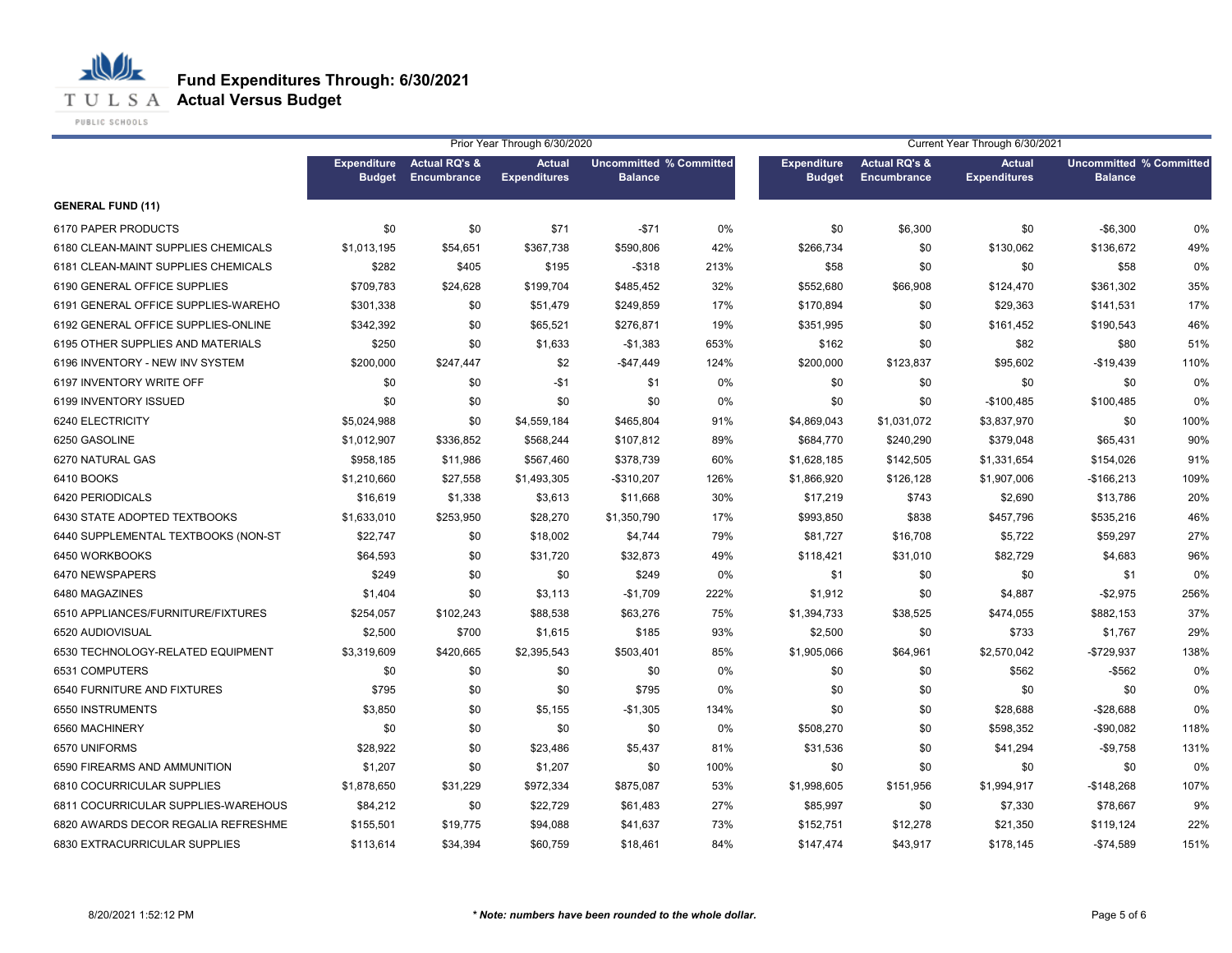# Fund Expenditures Through: 6/30/2021

## Actual Versus Budget

| | Prior Year Through 6/30/2020 | | | | | Current Year Through 6/30/2021 | | | | |
|---|---|---|---|---|---|---|---|---|---|---|
| | Expenditure Budget | Actual RQ's & Encumbrance | Actual Expenditures | Uncommitted Balance | % Committed | Expenditure Budget | Actual RQ's & Encumbrance | Actual Expenditures | Uncommitted Balance | % Committed |
| **GENERAL FUND (11)** | | | | | | | | | | |
| 6170 PAPER PRODUCTS | $0 | $0 | $71 | -$71 | 0% | $0 | $6,300 | $0 | -$6,300 | 0% |
| 6180 CLEAN-MAINT SUPPLIES CHEMICALS | $1,013,195 | $54,651 | $367,738 | $590,806 | 42% | $266,734 | $0 | $130,062 | $136,672 | 49% |
| 6181 CLEAN-MAINT SUPPLIES CHEMICALS | $282 | $405 | $195 | -$318 | 213% | $58 | $0 | $0 | $58 | 0% |
| 6190 GENERAL OFFICE SUPPLIES | $709,783 | $24,628 | $199,704 | $485,452 | 32% | $552,680 | $66,908 | $124,470 | $361,302 | 35% |
| 6191 GENERAL OFFICE SUPPLIES-WAREHO | $301,338 | $0 | $51,479 | $249,859 | 17% | $170,894 | $0 | $29,363 | $141,531 | 17% |
| 6192 GENERAL OFFICE SUPPLIES-ONLINE | $342,392 | $0 | $65,521 | $276,871 | 19% | $351,995 | $0 | $161,452 | $190,543 | 46% |
| 6195 OTHER SUPPLIES AND MATERIALS | $250 | $0 | $1,633 | -$1,383 | 653% | $162 | $0 | $82 | $80 | 51% |
| 6196 INVENTORY - NEW INV SYSTEM | $200,000 | $247,447 | $2 | -$47,449 | 124% | $200,000 | $123,837 | $95,602 | -$19,439 | 110% |
| 6197 INVENTORY WRITE OFF | $0 | $0 | -$1 | $1 | 0% | $0 | $0 | $0 | $0 | 0% |
| 6199 INVENTORY ISSUED | $0 | $0 | $0 | $0 | 0% | $0 | $0 | -$100,485 | $100,485 | 0% |
| 6240 ELECTRICITY | $5,024,988 | $0 | $4,559,184 | $465,804 | 91% | $4,869,043 | $1,031,072 | $3,837,970 | $0 | 100% |
| 6250 GASOLINE | $1,012,907 | $336,852 | $568,244 | $107,812 | 89% | $684,770 | $240,290 | $379,048 | $65,431 | 90% |
| 6270 NATURAL GAS | $958,185 | $11,986 | $567,460 | $378,739 | 60% | $1,628,185 | $142,505 | $1,331,654 | $154,026 | 91% |
| 6410 BOOKS | $1,210,660 | $27,558 | $1,493,305 | -$310,207 | 126% | $1,866,920 | $126,128 | $1,907,006 | -$166,213 | 109% |
| 6420 PERIODICALS | $16,619 | $1,338 | $3,613 | $11,668 | 30% | $17,219 | $743 | $2,690 | $13,786 | 20% |
| 6430 STATE ADOPTED TEXTBOOKS | $1,633,010 | $253,950 | $28,270 | $1,350,790 | 17% | $993,850 | $838 | $457,796 | $535,216 | 46% |
| 6440 SUPPLEMENTAL TEXTBOOKS (NON-ST | $22,747 | $0 | $18,002 | $4,744 | 79% | $81,727 | $16,708 | $5,722 | $59,297 | 27% |
| 6450 WORKBOOKS | $64,593 | $0 | $31,720 | $32,873 | 49% | $118,421 | $31,010 | $82,729 | $4,683 | 96% |
| 6470 NEWSPAPERS | $249 | $0 | $0 | $249 | 0% | $1 | $0 | $0 | $1 | 0% |
| 6480 MAGAZINES | $1,404 | $0 | $3,113 | -$1,709 | 222% | $1,912 | $0 | $4,887 | -$2,975 | 256% |
| 6510 APPLIANCES/FURNITURE/FIXTURES | $254,057 | $102,243 | $88,538 | $63,276 | 75% | $1,394,733 | $38,525 | $474,055 | $882,153 | 37% |
| 6520 AUDIOVISUAL | $2,500 | $700 | $1,615 | $185 | 93% | $2,500 | $0 | $733 | $1,767 | 29% |
| 6530 TECHNOLOGY-RELATED EQUIPMENT | $3,319,609 | $420,665 | $2,395,543 | $503,401 | 85% | $1,905,066 | $64,961 | $2,570,042 | -$729,937 | 138% |
| 6531 COMPUTERS | $0 | $0 | $0 | $0 | 0% | $0 | $0 | $562 | -$562 | 0% |
| 6540 FURNITURE AND FIXTURES | $795 | $0 | $0 | $795 | 0% | $0 | $0 | $0 | $0 | 0% |
| 6550 INSTRUMENTS | $3,850 | $0 | $5,155 | -$1,305 | 134% | $0 | $0 | $28,688 | -$28,688 | 0% |
| 6560 MACHINERY | $0 | $0 | $0 | $0 | 0% | $508,270 | $0 | $598,352 | -$90,082 | 118% |
| 6570 UNIFORMS | $28,922 | $0 | $23,486 | $5,437 | 81% | $31,536 | $0 | $41,294 | -$9,758 | 131% |
| 6590 FIREARMS AND AMMUNITION | $1,207 | $0 | $1,207 | $0 | 100% | $0 | $0 | $0 | $0 | 0% |
| 6810 COCURRICULAR SUPPLIES | $1,878,650 | $31,229 | $972,334 | $875,087 | 53% | $1,998,605 | $151,956 | $1,994,917 | -$148,268 | 107% |
| 6811 COCURRICULAR SUPPLIES-WAREHOUS | $84,212 | $0 | $22,729 | $61,483 | 27% | $85,997 | $0 | $7,330 | $78,667 | 9% |
| 6820 AWARDS DECOR REGALIA REFRESHME | $155,501 | $19,775 | $94,088 | $41,637 | 73% | $152,751 | $12,278 | $21,350 | $119,124 | 22% |
| 6830 EXTRACURRICULAR SUPPLIES | $113,614 | $34,394 | $60,759 | $18,461 | 84% | $147,474 | $43,917 | $178,145 | -$74,589 | 151% |

8/20/2021 1:52:12 PM

*** Note: numbers have been rounded to the whole dollar.***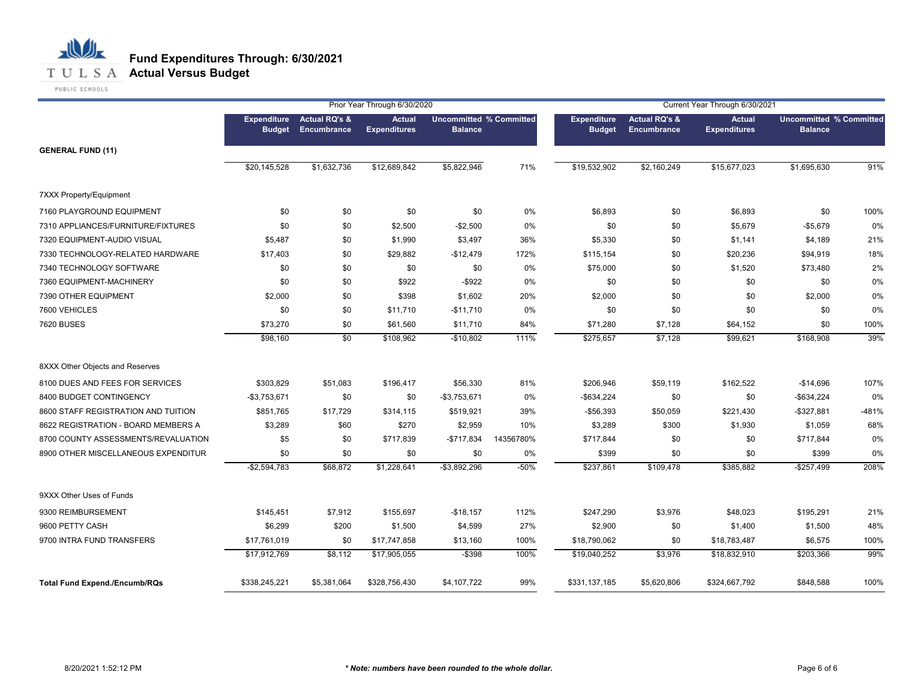# Fund Expenditures Through: 6/30/2021

## Actual Versus Budget

| | Prior Year Through 6/30/2020 | | | | | Current Year Through 6/30/2021 | | | | |
|---|---|---|---|---|---|---|---|---|---|---|
| | Expenditure Budget | Actual RQ's & Encumbrance | Actual Expenditures | Uncommitted Balance | % Committed | Expenditure Budget | Actual RQ's & Encumbrance | Actual Expenditures | Uncommitted Balance | % Committed |
| **GENERAL FUND (11)** | | | | | | | | | | |
| | $20,145,528 | $1,632,736 | $12,689,842 | $5,822,946 | 71% | $19,532,902 | $2,160,249 | $15,677,023 | $1,695,630 | 91% |
| 7XXX Property/Equipment | | | | | | | | | | |
| 7160 PLAYGROUND EQUIPMENT | $0 | $0 | $0 | $0 | 0% | $6,893 | $0 | $6,893 | $0 | 100% |
| 7310 APPLIANCES/FURNITURE/FIXTURES | $0 | $0 | $2,500 | -$2,500 | 0% | $0 | $0 | $5,679 | -$5,679 | 0% |
| 7320 EQUIPMENT-AUDIO VISUAL | $5,487 | $0 | $1,990 | $3,497 | 36% | $5,330 | $0 | $1,141 | $4,189 | 21% |
| 7330 TECHNOLOGY-RELATED HARDWARE | $17,403 | $0 | $29,882 | -$12,479 | 172% | $115,154 | $0 | $20,236 | $94,919 | 18% |
| 7340 TECHNOLOGY SOFTWARE | $0 | $0 | $0 | $0 | 0% | $75,000 | $0 | $1,520 | $73,480 | 2% |
| 7360 EQUIPMENT-MACHINERY | $0 | $0 | $922 | -$922 | 0% | $0 | $0 | $0 | $0 | 0% |
| 7390 OTHER EQUIPMENT | $2,000 | $0 | $398 | $1,602 | 20% | $2,000 | $0 | $0 | $2,000 | 0% |
| 7600 VEHICLES | $0 | $0 | $11,710 | -$11,710 | 0% | $0 | $0 | $0 | $0 | 0% |
| 7620 BUSES | $73,270 | $0 | $61,560 | $11,710 | 84% | $71,280 | $7,128 | $64,152 | $0 | 100% |
| | $98,160 | $0 | $108,962 | -$10,802 | 111% | $275,657 | $7,128 | $99,621 | $168,908 | 39% |
| 8XXX Other Objects and Reserves | | | | | | | | | | |
| 8100 DUES AND FEES FOR SERVICES | $303,829 | $51,083 | $196,417 | $56,330 | 81% | $206,946 | $59,119 | $162,522 | -$14,696 | 107% |
| 8400 BUDGET CONTINGENCY | -$3,753,671 | $0 | $0 | -$3,753,671 | 0% | -$634,224 | $0 | $0 | -$634,224 | 0% |
| 8600 STAFF REGISTRATION AND TUITION | $851,765 | $17,729 | $314,115 | $519,921 | 39% | -$56,393 | $50,059 | $221,430 | -$327,881 | -481% |
| 8622 REGISTRATION - BOARD MEMBERS A | $3,289 | $60 | $270 | $2,959 | 10% | $3,289 | $300 | $1,930 | $1,059 | 68% |
| 8700 COUNTY ASSESSMENTS/REVALUATION | $5 | $0 | $717,839 | -$717,834 | 14356780% | $717,844 | $0 | $0 | $717,844 | 0% |
| 8900 OTHER MISCELLANEOUS EXPENDITUR | $0 | $0 | $0 | $0 | 0% | $399 | $0 | $0 | $399 | 0% |
| | -$2,594,783 | $68,872 | $1,228,641 | -$3,892,296 | -50% | $237,861 | $109,478 | $385,882 | -$257,499 | 208% |
| 9XXX Other Uses of Funds | | | | | | | | | | |
| 9300 REIMBURSEMENT | $145,451 | $7,912 | $155,697 | -$18,157 | 112% | $247,290 | $3,976 | $48,023 | $195,291 | 21% |
| 9600 PETTY CASH | $6,299 | $200 | $1,500 | $4,599 | 27% | $2,900 | $0 | $1,400 | $1,500 | 48% |
| 9700 INTRA FUND TRANSFERS | $17,761,019 | $0 | $17,747,858 | $13,160 | 100% | $18,790,062 | $0 | $18,783,487 | $6,575 | 100% |
| | $17,912,769 | $8,112 | $17,905,055 | -$398 | 100% | $19,040,252 | $3,976 | $18,832,910 | $203,366 | 99% |
| **Total Fund Expend./Encumb/RQs** | $338,245,221 | $5,381,064 | $328,756,430 | $4,107,722 | 99% | $331,137,185 | $5,620,806 | $324,667,792 | $848,588 | 100% |

8/20/2021 1:52:12 PM

*** Note: numbers have been rounded to the whole dollar.***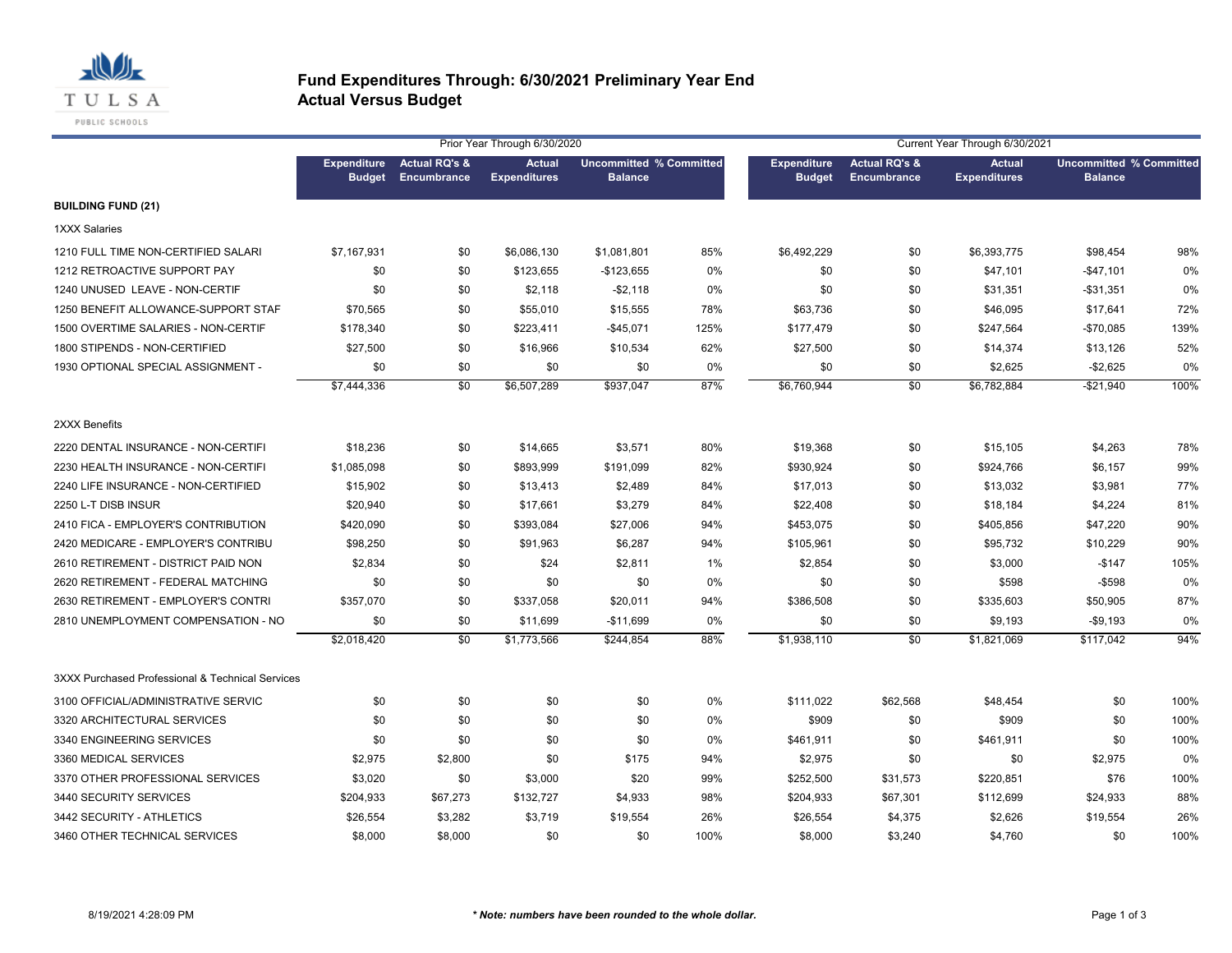**TULSA PUBLIC SCHOOLS**

# Fund Expenditures Through: 6/30/2021 Preliminary Year End
## Actual Versus Budget

| | Prior Year Through 6/30/2020 | | | | | Current Year Through 6/30/2021 | | | | |
|---|---|---|---|---|---|---|---|---|---|---|
| | Expenditure Budget | Actual RQ's & Encumbrance | Actual Expenditures | Uncommitted Balance | % Committed | Expenditure Budget | Actual RQ's & Encumbrance | Actual Expenditures | Uncommitted Balance | % Committed |
| **BUILDING FUND (21)** | | | | | | | | | | |
| 1XXX Salaries | | | | | | | | | | |
| 1210 FULL TIME NON-CERTIFIED SALARI | $7,167,931 | $0 | $6,086,130 | $1,081,801 | 85% | $6,492,229 | $0 | $6,393,775 | $98,454 | 98% |
| 1212 RETROACTIVE SUPPORT PAY | $0 | $0 | $123,655 | -$123,655 | 0% | $0 | $0 | $47,101 | -$47,101 | 0% |
| 1240 UNUSED LEAVE - NON-CERTIF | $0 | $0 | $2,118 | -$2,118 | 0% | $0 | $0 | $31,351 | -$31,351 | 0% |
| 1250 BENEFIT ALLOWANCE-SUPPORT STAF | $70,565 | $0 | $55,010 | $15,555 | 78% | $63,736 | $0 | $46,095 | $17,641 | 72% |
| 1500 OVERTIME SALARIES - NON-CERTIF | $178,340 | $0 | $223,411 | -$45,071 | 125% | $177,479 | $0 | $247,564 | -$70,085 | 139% |
| 1800 STIPENDS - NON-CERTIFIED | $27,500 | $0 | $16,966 | $10,534 | 62% | $27,500 | $0 | $14,374 | $13,126 | 52% |
| 1930 OPTIONAL SPECIAL ASSIGNMENT - | $0 | $0 | $0 | $0 | 0% | $0 | $0 | $2,625 | -$2,625 | 0% |
| | $7,444,336 | $0 | $6,507,289 | $937,047 | 87% | $6,760,944 | $0 | $6,782,884 | -$21,940 | 100% |
| 2XXX Benefits | | | | | | | | | | |
| 2220 DENTAL INSURANCE - NON-CERTIFI | $18,236 | $0 | $14,665 | $3,571 | 80% | $19,368 | $0 | $15,105 | $4,263 | 78% |
| 2230 HEALTH INSURANCE - NON-CERTIFI | $1,085,098 | $0 | $893,999 | $191,099 | 82% | $930,924 | $0 | $924,766 | $6,157 | 99% |
| 2240 LIFE INSURANCE - NON-CERTIFIED | $15,902 | $0 | $13,413 | $2,489 | 84% | $17,013 | $0 | $13,032 | $3,981 | 77% |
| 2250 L-T DISB INSUR | $20,940 | $0 | $17,661 | $3,279 | 84% | $22,408 | $0 | $18,184 | $4,224 | 81% |
| 2410 FICA - EMPLOYER'S CONTRIBUTION | $420,090 | $0 | $393,084 | $27,006 | 94% | $453,075 | $0 | $405,856 | $47,220 | 90% |
| 2420 MEDICARE - EMPLOYER'S CONTRIBU | $98,250 | $0 | $91,963 | $6,287 | 94% | $105,961 | $0 | $95,732 | $10,229 | 90% |
| 2610 RETIREMENT - DISTRICT PAID NON | $2,834 | $0 | $24 | $2,811 | 1% | $2,854 | $0 | $3,000 | -$147 | 105% |
| 2620 RETIREMENT - FEDERAL MATCHING | $0 | $0 | $0 | $0 | 0% | $0 | $0 | $598 | -$598 | 0% |
| 2630 RETIREMENT - EMPLOYER'S CONTRI | $357,070 | $0 | $337,058 | $20,011 | 94% | $386,508 | $0 | $335,603 | $50,905 | 87% |
| 2810 UNEMPLOYMENT COMPENSATION - NO | $0 | $0 | $11,699 | -$11,699 | 0% | $0 | $0 | $9,193 | -$9,193 | 0% |
| | $2,018,420 | $0 | $1,773,566 | $244,854 | 88% | $1,938,110 | $0 | $1,821,069 | $117,042 | 94% |
| 3XXX Purchased Professional & Technical Services | | | | | | | | | | |
| 3100 OFFICIAL/ADMINISTRATIVE SERVIC | $0 | $0 | $0 | $0 | 0% | $111,022 | $62,568 | $48,454 | $0 | 100% |
| 3320 ARCHITECTURAL SERVICES | $0 | $0 | $0 | $0 | 0% | $909 | $0 | $909 | $0 | 100% |
| 3340 ENGINEERING SERVICES | $0 | $0 | $0 | $0 | 0% | $461,911 | $0 | $461,911 | $0 | 100% |
| 3360 MEDICAL SERVICES | $2,975 | $2,800 | $0 | $175 | 94% | $2,975 | $0 | $0 | $2,975 | 0% |
| 3370 OTHER PROFESSIONAL SERVICES | $3,020 | $0 | $3,000 | $20 | 99% | $252,500 | $31,573 | $220,851 | $76 | 100% |
| 3440 SECURITY SERVICES | $204,933 | $67,273 | $132,727 | $4,933 | 98% | $204,933 | $67,301 | $112,699 | $24,933 | 88% |
| 3442 SECURITY - ATHLETICS | $26,554 | $3,282 | $3,719 | $19,554 | 26% | $26,554 | $4,375 | $2,626 | $19,554 | 26% |
| 3460 OTHER TECHNICAL SERVICES | $8,000 | $8,000 | $0 | $0 | 100% | $8,000 | $3,240 | $4,760 | $0 | 100% |

8/19/2021 4:28:09 PM

*** Note: numbers have been rounded to the whole dollar.***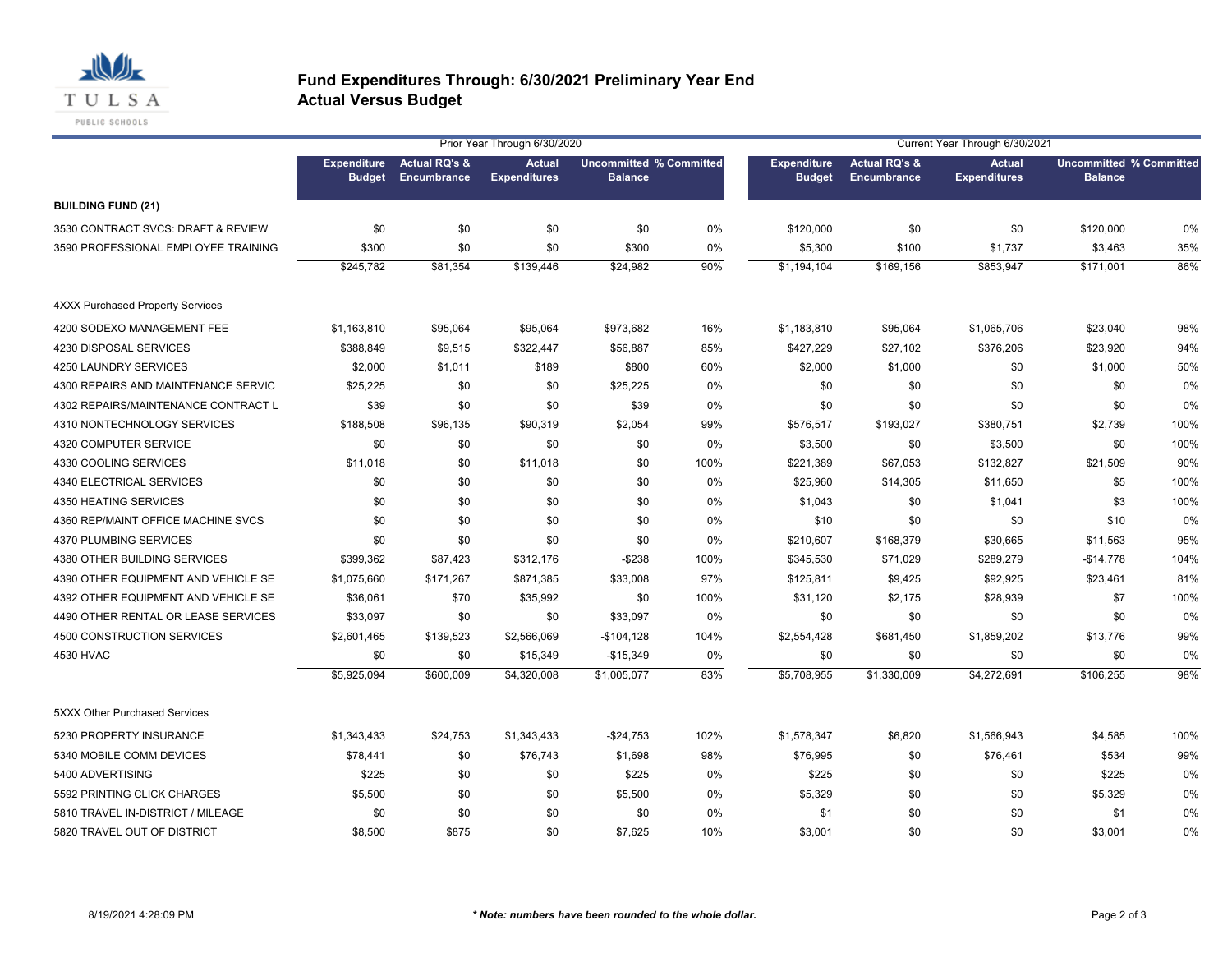# Fund Expenditures Through: 6/30/2021 Preliminary Year End
## Actual Versus Budget

| | Prior Year Through 6/30/2020 | | | | | Current Year Through 6/30/2021 | | | | |
|---|---|---|---|---|---|---|---|---|---|---|
| | Expenditure Budget | Actual RQ's & Encumbrance | Actual Expenditures | Uncommitted Balance | % Committed | Expenditure Budget | Actual RQ's & Encumbrance | Actual Expenditures | Uncommitted Balance | % Committed |
| **BUILDING FUND (21)** | | | | | | | | | | |
| 3530 CONTRACT SVCS: DRAFT & REVIEW | $0 | $0 | $0 | $0 | 0% | $120,000 | $0 | $0 | $120,000 | 0% |
| 3590 PROFESSIONAL EMPLOYEE TRAINING | $300 | $0 | $0 | $300 | 0% | $5,300 | $100 | $1,737 | $3,463 | 35% |
| | $245,782 | $81,354 | $139,446 | $24,982 | 90% | $1,194,104 | $169,156 | $853,947 | $171,001 | 86% |
| 4XXX Purchased Property Services | | | | | | | | | | |
| 4200 SODEXO MANAGEMENT FEE | $1,163,810 | $95,064 | $95,064 | $973,682 | 16% | $1,183,810 | $95,064 | $1,065,706 | $23,040 | 98% |
| 4230 DISPOSAL SERVICES | $388,849 | $9,515 | $322,447 | $56,887 | 85% | $427,229 | $27,102 | $376,206 | $23,920 | 94% |
| 4250 LAUNDRY SERVICES | $2,000 | $1,011 | $189 | $800 | 60% | $2,000 | $1,000 | $0 | $1,000 | 50% |
| 4300 REPAIRS AND MAINTENANCE SERVIC | $25,225 | $0 | $0 | $25,225 | 0% | $0 | $0 | $0 | $0 | 0% |
| 4302 REPAIRS/MAINTENANCE CONTRACT L | $39 | $0 | $0 | $39 | 0% | $0 | $0 | $0 | $0 | 0% |
| 4310 NONTECHNOLOGY SERVICES | $188,508 | $96,135 | $90,319 | $2,054 | 99% | $576,517 | $193,027 | $380,751 | $2,739 | 100% |
| 4320 COMPUTER SERVICE | $0 | $0 | $0 | $0 | 0% | $3,500 | $0 | $3,500 | $0 | 100% |
| 4330 COOLING SERVICES | $11,018 | $0 | $11,018 | $0 | 100% | $221,389 | $67,053 | $132,827 | $21,509 | 90% |
| 4340 ELECTRICAL SERVICES | $0 | $0 | $0 | $0 | 0% | $25,960 | $14,305 | $11,650 | $5 | 100% |
| 4350 HEATING SERVICES | $0 | $0 | $0 | $0 | 0% | $1,043 | $0 | $1,041 | $3 | 100% |
| 4360 REP/MAINT OFFICE MACHINE SVCS | $0 | $0 | $0 | $0 | 0% | $10 | $0 | $0 | $10 | 0% |
| 4370 PLUMBING SERVICES | $0 | $0 | $0 | $0 | 0% | $210,607 | $168,379 | $30,665 | $11,563 | 95% |
| 4380 OTHER BUILDING SERVICES | $399,362 | $87,423 | $312,176 | -$238 | 100% | $345,530 | $71,029 | $289,279 | -$14,778 | 104% |
| 4390 OTHER EQUIPMENT AND VEHICLE SE | $1,075,660 | $171,267 | $871,385 | $33,008 | 97% | $125,811 | $9,425 | $92,925 | $23,461 | 81% |
| 4392 OTHER EQUIPMENT AND VEHICLE SE | $36,061 | $70 | $35,992 | $0 | 100% | $31,120 | $2,175 | $28,939 | $7 | 100% |
| 4490 OTHER RENTAL OR LEASE SERVICES | $33,097 | $0 | $0 | $33,097 | 0% | $0 | $0 | $0 | $0 | 0% |
| 4500 CONSTRUCTION SERVICES | $2,601,465 | $139,523 | $2,566,069 | -$104,128 | 104% | $2,554,428 | $681,450 | $1,859,202 | $13,776 | 99% |
| 4530 HVAC | $0 | $0 | $15,349 | -$15,349 | 0% | $0 | $0 | $0 | $0 | 0% |
| | $5,925,094 | $600,009 | $4,320,008 | $1,005,077 | 83% | $5,708,955 | $1,330,009 | $4,272,691 | $106,255 | 98% |
| 5XXX Other Purchased Services | | | | | | | | | | |
| 5230 PROPERTY INSURANCE | $1,343,433 | $24,753 | $1,343,433 | -$24,753 | 102% | $1,578,347 | $6,820 | $1,566,943 | $4,585 | 100% |
| 5340 MOBILE COMM DEVICES | $78,441 | $0 | $76,743 | $1,698 | 98% | $76,995 | $0 | $76,461 | $534 | 99% |
| 5400 ADVERTISING | $225 | $0 | $0 | $225 | 0% | $225 | $0 | $0 | $225 | 0% |
| 5592 PRINTING CLICK CHARGES | $5,500 | $0 | $0 | $5,500 | 0% | $5,329 | $0 | $0 | $5,329 | 0% |
| 5810 TRAVEL IN-DISTRICT / MILEAGE | $0 | $0 | $0 | $0 | 0% | $1 | $0 | $0 | $1 | 0% |
| 5820 TRAVEL OUT OF DISTRICT | $8,500 | $875 | $0 | $7,625 | 10% | $3,001 | $0 | $0 | $3,001 | 0% |

8/19/2021 4:28:09 PM

***Note: numbers have been rounded to the whole dollar.***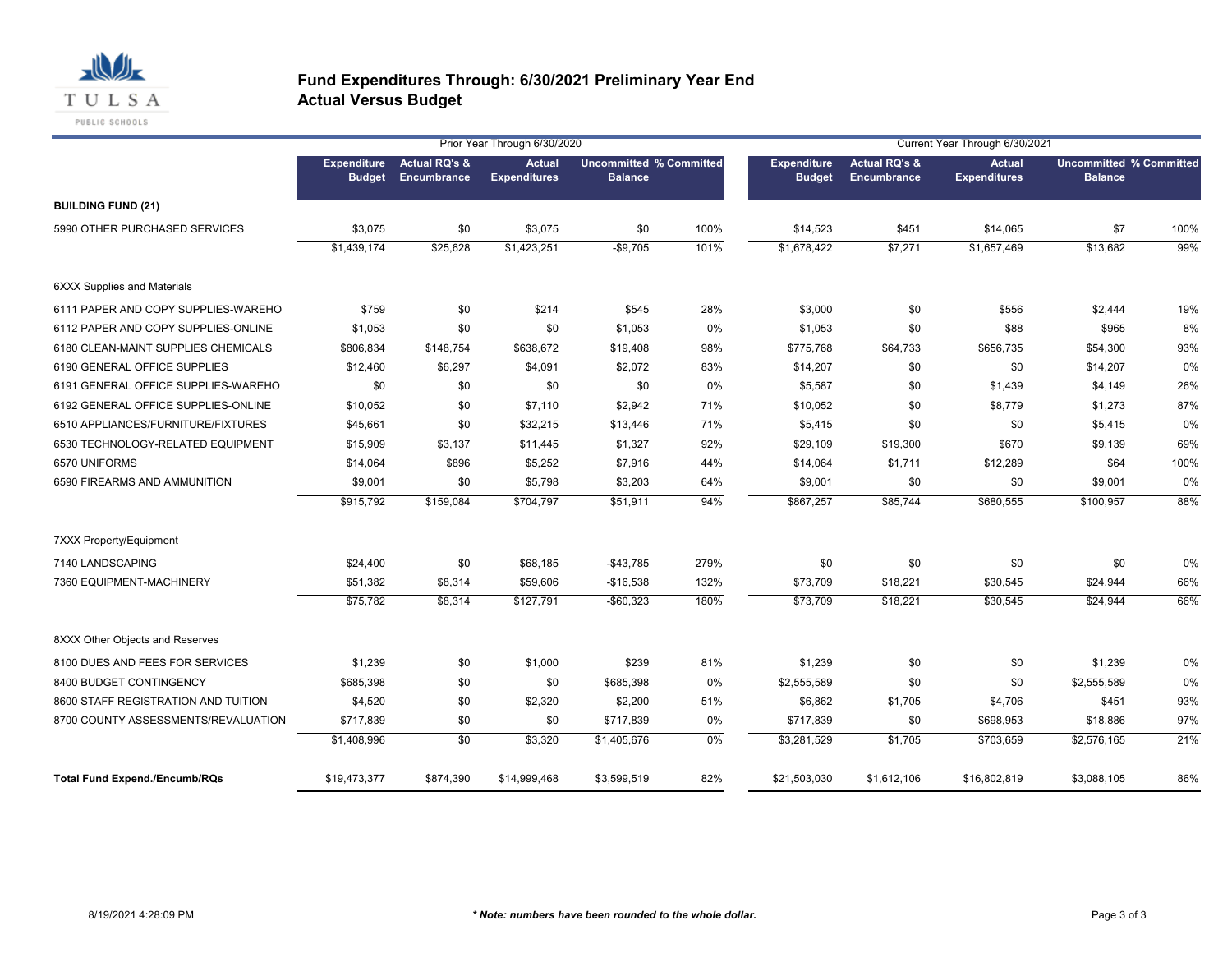# Fund Expenditures Through: 6/30/2021 Preliminary Year End
## Actual Versus Budget

| | Prior Year Through 6/30/2020 | | | | | Current Year Through 6/30/2021 | | | | |
|---|---|---|---|---|---|---|---|---|---|---|
| | Expenditure Budget | Actual RQ's & Encumbrance | Actual Expenditures | Uncommitted Balance | % Committed | Expenditure Budget | Actual RQ's & Encumbrance | Actual Expenditures | Uncommitted Balance | % Committed |
| **BUILDING FUND (21)** | | | | | | | | | | |
| 5990 OTHER PURCHASED SERVICES | $3,075 | $0 | $3,075 | $0 | 100% | $14,523 | $451 | $14,065 | $7 | 100% |
| | $1,439,174 | $25,628 | $1,423,251 | -$9,705 | 101% | $1,678,422 | $7,271 | $1,657,469 | $13,682 | 99% |
| 6XXX Supplies and Materials | | | | | | | | | | |
| 6111 PAPER AND COPY SUPPLIES-WAREHO | $759 | $0 | $214 | $545 | 28% | $3,000 | $0 | $556 | $2,444 | 19% |
| 6112 PAPER AND COPY SUPPLIES-ONLINE | $1,053 | $0 | $0 | $1,053 | 0% | $1,053 | $0 | $88 | $965 | 8% |
| 6180 CLEAN-MAINT SUPPLIES CHEMICALS | $806,834 | $148,754 | $638,672 | $19,408 | 98% | $775,768 | $64,733 | $656,735 | $54,300 | 93% |
| 6190 GENERAL OFFICE SUPPLIES | $12,460 | $6,297 | $4,091 | $2,072 | 83% | $14,207 | $0 | $0 | $14,207 | 0% |
| 6191 GENERAL OFFICE SUPPLIES-WAREHO | $0 | $0 | $0 | $0 | 0% | $5,587 | $0 | $1,439 | $4,149 | 26% |
| 6192 GENERAL OFFICE SUPPLIES-ONLINE | $10,052 | $0 | $7,110 | $2,942 | 71% | $10,052 | $0 | $8,779 | $1,273 | 87% |
| 6510 APPLIANCES/FURNITURE/FIXTURES | $45,661 | $0 | $32,215 | $13,446 | 71% | $5,415 | $0 | $0 | $5,415 | 0% |
| 6530 TECHNOLOGY-RELATED EQUIPMENT | $15,909 | $3,137 | $11,445 | $1,327 | 92% | $29,109 | $19,300 | $670 | $9,139 | 69% |
| 6570 UNIFORMS | $14,064 | $896 | $5,252 | $7,916 | 44% | $14,064 | $1,711 | $12,289 | $64 | 100% |
| 6590 FIREARMS AND AMMUNITION | $9,001 | $0 | $5,798 | $3,203 | 64% | $9,001 | $0 | $0 | $9,001 | 0% |
| | $915,792 | $159,084 | $704,797 | $51,911 | 94% | $867,257 | $85,744 | $680,555 | $100,957 | 88% |
| 7XXX Property/Equipment | | | | | | | | | | |
| 7140 LANDSCAPING | $24,400 | $0 | $68,185 | -$43,785 | 279% | $0 | $0 | $0 | $0 | 0% |
| 7360 EQUIPMENT-MACHINERY | $51,382 | $8,314 | $59,606 | -$16,538 | 132% | $73,709 | $18,221 | $30,545 | $24,944 | 66% |
| | $75,782 | $8,314 | $127,791 | -$60,323 | 180% | $73,709 | $18,221 | $30,545 | $24,944 | 66% |
| 8XXX Other Objects and Reserves | | | | | | | | | | |
| 8100 DUES AND FEES FOR SERVICES | $1,239 | $0 | $1,000 | $239 | 81% | $1,239 | $0 | $0 | $1,239 | 0% |
| 8400 BUDGET CONTINGENCY | $685,398 | $0 | $0 | $685,398 | 0% | $2,555,589 | $0 | $0 | $2,555,589 | 0% |
| 8600 STAFF REGISTRATION AND TUITION | $4,520 | $0 | $2,320 | $2,200 | 51% | $6,862 | $1,705 | $4,706 | $451 | 93% |
| 8700 COUNTY ASSESSMENTS/REVALUATION | $717,839 | $0 | $0 | $717,839 | 0% | $717,839 | $0 | $698,953 | $18,886 | 97% |
| | $1,408,996 | $0 | $3,320 | $1,405,676 | 0% | $3,281,529 | $1,705 | $703,659 | $2,576,165 | 21% |
| **Total Fund Expend./Encumb/RQs** | $19,473,377 | $874,390 | $14,999,468 | $3,599,519 | 82% | $21,503,030 | $1,612,106 | $16,802,819 | $3,088,105 | 86% |

8/19/2021 4:28:09 PM

***Note: numbers have been rounded to the whole dollar.***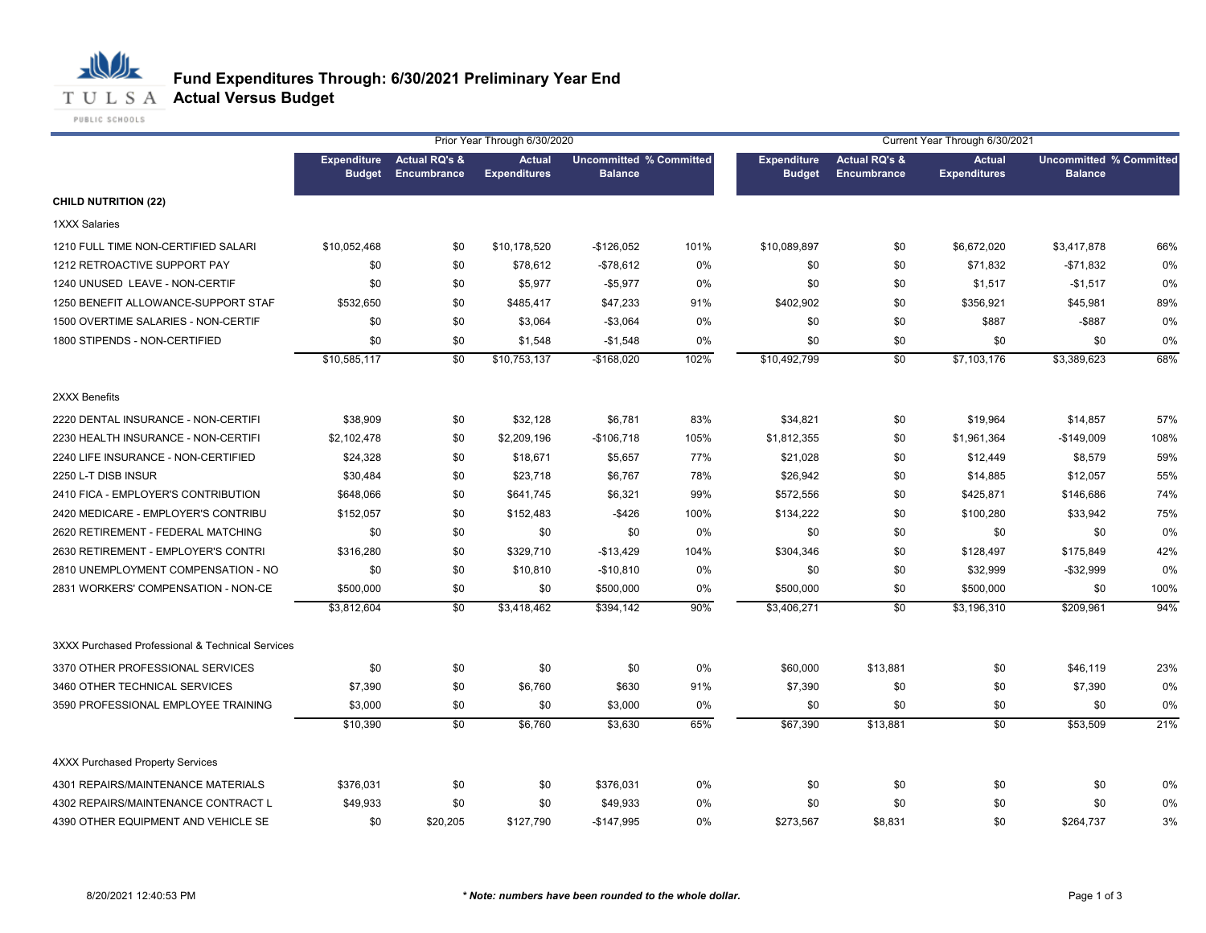# Fund Expenditures Through: 6/30/2021 Preliminary Year End

## Actual Versus Budget

| | Prior Year Through 6/30/2020 | | | | | Current Year Through 6/30/2021 | | | | |
|---|---|---|---|---|---|---|---|---|---|---|
| | Expenditure Budget | Actual RQ's & Encumbrance | Actual Expenditures | Uncommitted Balance | % Committed | Expenditure Budget | Actual RQ's & Encumbrance | Actual Expenditures | Uncommitted Balance | % Committed |
| **CHILD NUTRITION (22)** | | | | | | | | | | |
| 1XXX Salaries | | | | | | | | | | |
| 1210 FULL TIME NON-CERTIFIED SALARI | $10,052,468 | $0 | $10,178,520 | -$126,052 | 101% | $10,089,897 | $0 | $6,672,020 | $3,417,878 | 66% |
| 1212 RETROACTIVE SUPPORT PAY | $0 | $0 | $78,612 | -$78,612 | 0% | $0 | $0 | $71,832 | -$71,832 | 0% |
| 1240 UNUSED LEAVE - NON-CERTIF | $0 | $0 | $5,977 | -$5,977 | 0% | $0 | $0 | $1,517 | -$1,517 | 0% |
| 1250 BENEFIT ALLOWANCE-SUPPORT STAF | $532,650 | $0 | $485,417 | $47,233 | 91% | $402,902 | $0 | $356,921 | $45,981 | 89% |
| 1500 OVERTIME SALARIES - NON-CERTIF | $0 | $0 | $3,064 | -$3,064 | 0% | $0 | $0 | $887 | -$887 | 0% |
| 1800 STIPENDS - NON-CERTIFIED | $0 | $0 | $1,548 | -$1,548 | 0% | $0 | $0 | $0 | $0 | 0% |
| | $10,585,117 | $0 | $10,753,137 | -$168,020 | 102% | $10,492,799 | $0 | $7,103,176 | $3,389,623 | 68% |
| 2XXX Benefits | | | | | | | | | | |
| 2220 DENTAL INSURANCE - NON-CERTIFI | $38,909 | $0 | $32,128 | $6,781 | 83% | $34,821 | $0 | $19,964 | $14,857 | 57% |
| 2230 HEALTH INSURANCE - NON-CERTIFI | $2,102,478 | $0 | $2,209,196 | -$106,718 | 105% | $1,812,355 | $0 | $1,961,364 | -$149,009 | 108% |
| 2240 LIFE INSURANCE - NON-CERTIFIED | $24,328 | $0 | $18,671 | $5,657 | 77% | $21,028 | $0 | $12,449 | $8,579 | 59% |
| 2250 L-T DISB INSUR | $30,484 | $0 | $23,718 | $6,767 | 78% | $26,942 | $0 | $14,885 | $12,057 | 55% |
| 2410 FICA - EMPLOYER'S CONTRIBUTION | $648,066 | $0 | $641,745 | $6,321 | 99% | $572,556 | $0 | $425,871 | $146,686 | 74% |
| 2420 MEDICARE - EMPLOYER'S CONTRIBU | $152,057 | $0 | $152,483 | -$426 | 100% | $134,222 | $0 | $100,280 | $33,942 | 75% |
| 2620 RETIREMENT - FEDERAL MATCHING | $0 | $0 | $0 | $0 | 0% | $0 | $0 | $0 | $0 | 0% |
| 2630 RETIREMENT - EMPLOYER'S CONTRI | $316,280 | $0 | $329,710 | -$13,429 | 104% | $304,346 | $0 | $128,497 | $175,849 | 42% |
| 2810 UNEMPLOYMENT COMPENSATION - NO | $0 | $0 | $10,810 | -$10,810 | 0% | $0 | $0 | $32,999 | -$32,999 | 0% |
| 2831 WORKERS' COMPENSATION - NON-CE | $500,000 | $0 | $0 | $500,000 | 0% | $500,000 | $0 | $500,000 | $0 | 100% |
| | $3,812,604 | $0 | $3,418,462 | $394,142 | 90% | $3,406,271 | $0 | $3,196,310 | $209,961 | 94% |
| 3XXX Purchased Professional & Technical Services | | | | | | | | | | |
| 3370 OTHER PROFESSIONAL SERVICES | $0 | $0 | $0 | $0 | 0% | $60,000 | $13,881 | $0 | $46,119 | 23% |
| 3460 OTHER TECHNICAL SERVICES | $7,390 | $0 | $6,760 | $630 | 91% | $7,390 | $0 | $0 | $7,390 | 0% |
| 3590 PROFESSIONAL EMPLOYEE TRAINING | $3,000 | $0 | $0 | $3,000 | 0% | $0 | $0 | $0 | $0 | 0% |
| | $10,390 | $0 | $6,760 | $3,630 | 65% | $67,390 | $13,881 | $0 | $53,509 | 21% |
| 4XXX Purchased Property Services | | | | | | | | | | |
| 4301 REPAIRS/MAINTENANCE MATERIALS | $376,031 | $0 | $0 | $376,031 | 0% | $0 | $0 | $0 | $0 | 0% |
| 4302 REPAIRS/MAINTENANCE CONTRACT L | $49,933 | $0 | $0 | $49,933 | 0% | $0 | $0 | $0 | $0 | 0% |
| 4390 OTHER EQUIPMENT AND VEHICLE SE | $0 | $20,205 | $127,790 | -$147,995 | 0% | $273,567 | $8,831 | $0 | $264,737 | 3% |

8/20/2021 12:40:53 PM

*** Note: numbers have been rounded to the whole dollar.**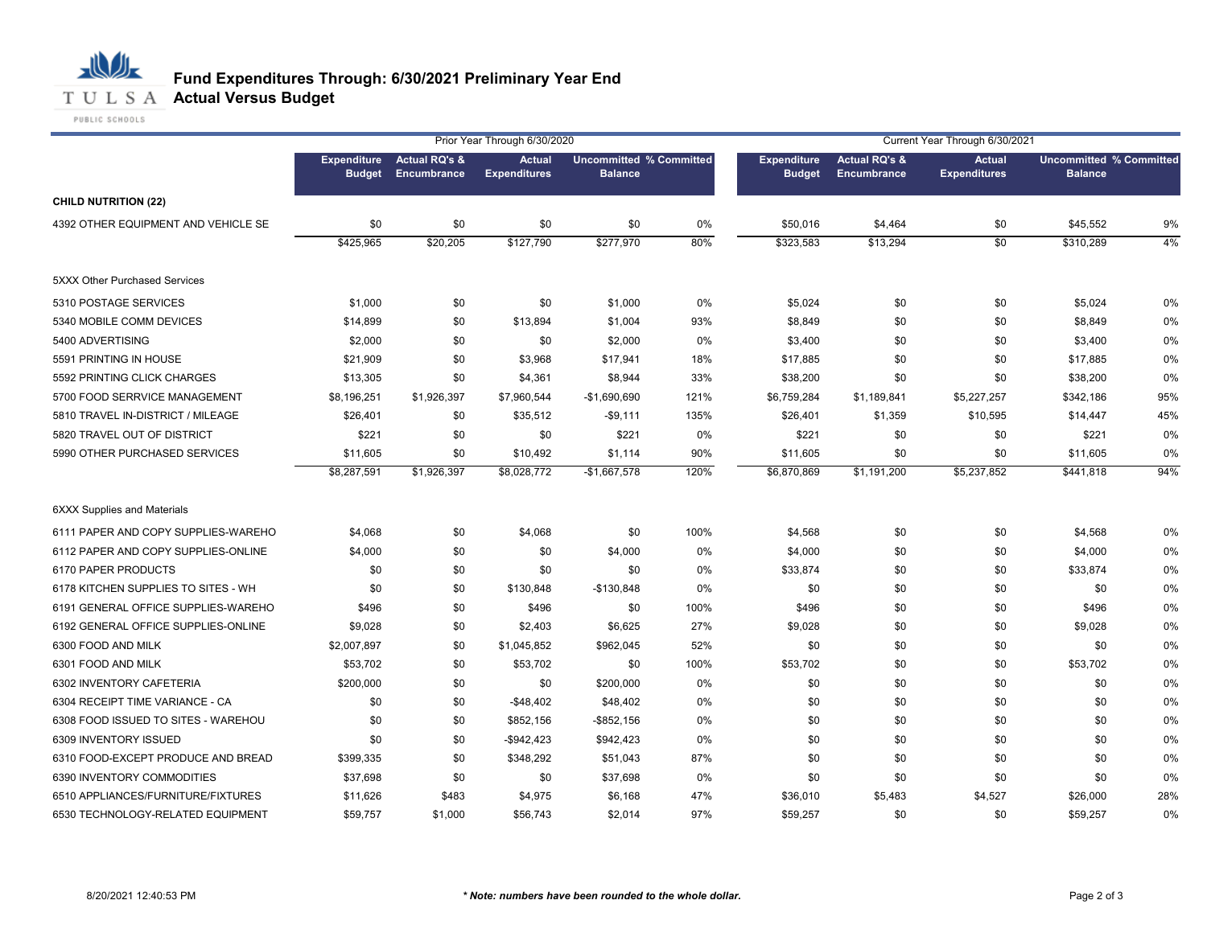# Fund Expenditures Through: 6/30/2021 Preliminary Year End
## Actual Versus Budget

| | Prior Year Through 6/30/2020 | | | | | Current Year Through 6/30/2021 | | | | |
|---|---|---|---|---|---|---|---|---|---|---|
| | Expenditure Budget | Actual RQ's & Encumbrance | Actual Expenditures | Uncommitted Balance | % Committed | Expenditure Budget | Actual RQ's & Encumbrance | Actual Expenditures | Uncommitted Balance | % Committed |
| **CHILD NUTRITION (22)** | | | | | | | | | | |
| 4392 OTHER EQUIPMENT AND VEHICLE SE | $0 | $0 | $0 | $0 | 0% | $50,016 | $4,464 | $0 | $45,552 | 9% |
| | $425,965 | $20,205 | $127,790 | $277,970 | 80% | $323,583 | $13,294 | $0 | $310,289 | 4% |
| 5XXX Other Purchased Services | | | | | | | | | | |
| 5310 POSTAGE SERVICES | $1,000 | $0 | $0 | $1,000 | 0% | $5,024 | $0 | $0 | $5,024 | 0% |
| 5340 MOBILE COMM DEVICES | $14,899 | $0 | $13,894 | $1,004 | 93% | $8,849 | $0 | $0 | $8,849 | 0% |
| 5400 ADVERTISING | $2,000 | $0 | $0 | $2,000 | 0% | $3,400 | $0 | $0 | $3,400 | 0% |
| 5591 PRINTING IN HOUSE | $21,909 | $0 | $3,968 | $17,941 | 18% | $17,885 | $0 | $0 | $17,885 | 0% |
| 5592 PRINTING CLICK CHARGES | $13,305 | $0 | $4,361 | $8,944 | 33% | $38,200 | $0 | $0 | $38,200 | 0% |
| 5700 FOOD SERRVICE MANAGEMENT | $8,196,251 | $1,926,397 | $7,960,544 | -$1,690,690 | 121% | $6,759,284 | $1,189,841 | $5,227,257 | $342,186 | 95% |
| 5810 TRAVEL IN-DISTRICT / MILEAGE | $26,401 | $0 | $35,512 | -$9,111 | 135% | $26,401 | $1,359 | $10,595 | $14,447 | 45% |
| 5820 TRAVEL OUT OF DISTRICT | $221 | $0 | $0 | $221 | 0% | $221 | $0 | $0 | $221 | 0% |
| 5990 OTHER PURCHASED SERVICES | $11,605 | $0 | $10,492 | $1,114 | 90% | $11,605 | $0 | $0 | $11,605 | 0% |
| | $8,287,591 | $1,926,397 | $8,028,772 | -$1,667,578 | 120% | $6,870,869 | $1,191,200 | $5,237,852 | $441,818 | 94% |
| 6XXX Supplies and Materials | | | | | | | | | | |
| 6111 PAPER AND COPY SUPPLIES-WAREHO | $4,068 | $0 | $4,068 | $0 | 100% | $4,568 | $0 | $0 | $4,568 | 0% |
| 6112 PAPER AND COPY SUPPLIES-ONLINE | $4,000 | $0 | $0 | $4,000 | 0% | $4,000 | $0 | $0 | $4,000 | 0% |
| 6170 PAPER PRODUCTS | $0 | $0 | $0 | $0 | 0% | $33,874 | $0 | $0 | $33,874 | 0% |
| 6178 KITCHEN SUPPLIES TO SITES - WH | $0 | $0 | $130,848 | -$130,848 | 0% | $0 | $0 | $0 | $0 | 0% |
| 6191 GENERAL OFFICE SUPPLIES-WAREHO | $496 | $0 | $496 | $0 | 100% | $496 | $0 | $0 | $496 | 0% |
| 6192 GENERAL OFFICE SUPPLIES-ONLINE | $9,028 | $0 | $2,403 | $6,625 | 27% | $9,028 | $0 | $0 | $9,028 | 0% |
| 6300 FOOD AND MILK | $2,007,897 | $0 | $1,045,852 | $962,045 | 52% | $0 | $0 | $0 | $0 | 0% |
| 6301 FOOD AND MILK | $53,702 | $0 | $53,702 | $0 | 100% | $53,702 | $0 | $0 | $53,702 | 0% |
| 6302 INVENTORY CAFETERIA | $200,000 | $0 | $0 | $200,000 | 0% | $0 | $0 | $0 | $0 | 0% |
| 6304 RECEIPT TIME VARIANCE - CA | $0 | $0 | -$48,402 | $48,402 | 0% | $0 | $0 | $0 | $0 | 0% |
| 6308 FOOD ISSUED TO SITES - WAREHOU | $0 | $0 | $852,156 | -$852,156 | 0% | $0 | $0 | $0 | $0 | 0% |
| 6309 INVENTORY ISSUED | $0 | $0 | -$942,423 | $942,423 | 0% | $0 | $0 | $0 | $0 | 0% |
| 6310 FOOD-EXCEPT PRODUCE AND BREAD | $399,335 | $0 | $348,292 | $51,043 | 87% | $0 | $0 | $0 | $0 | 0% |
| 6390 INVENTORY COMMODITIES | $37,698 | $0 | $0 | $37,698 | 0% | $0 | $0 | $0 | $0 | 0% |
| 6510 APPLIANCES/FURNITURE/FIXTURES | $11,626 | $483 | $4,975 | $6,168 | 47% | $36,010 | $5,483 | $4,527 | $26,000 | 28% |
| 6530 TECHNOLOGY-RELATED EQUIPMENT | $59,757 | $1,000 | $56,743 | $2,014 | 97% | $59,257 | $0 | $0 | $59,257 | 0% |

8/20/2021 12:40:53 PM

*\* Note: numbers have been rounded to the whole dollar.*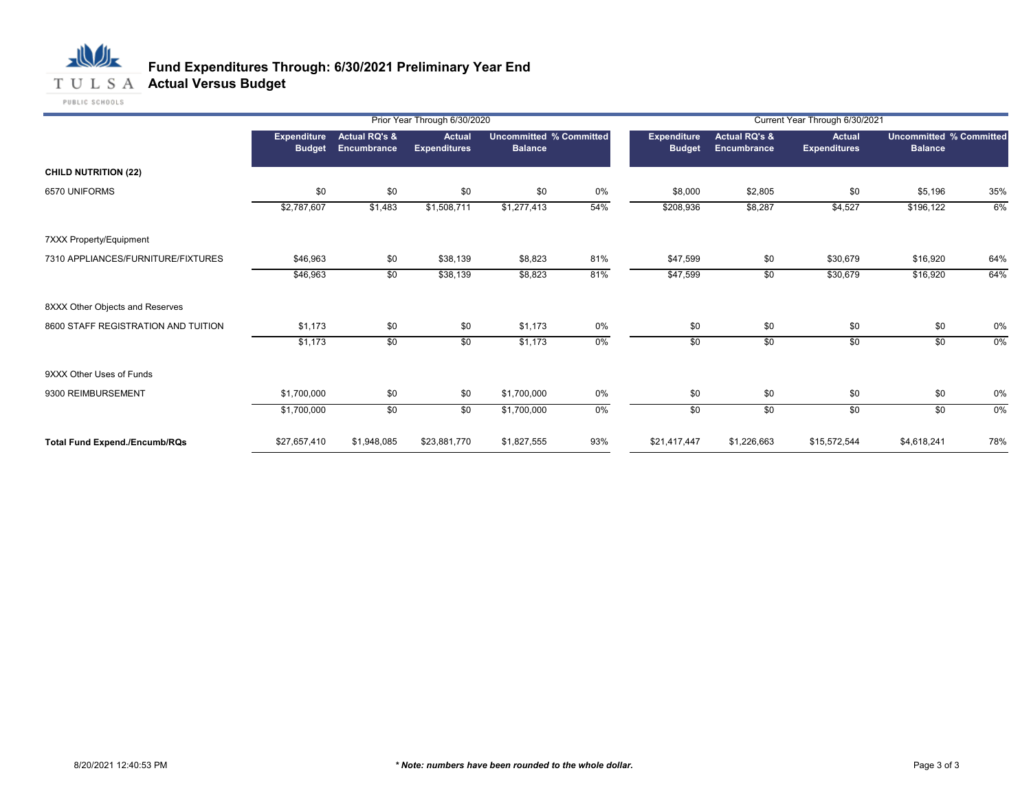# Fund Expenditures Through: 6/30/2021 Preliminary Year End
## Actual Versus Budget

| | Prior Year Through 6/30/2020 | | | | | Current Year Through 6/30/2021 | | | | |
|---|---|---|---|---|---|---|---|---|---|---|
| | Expenditure Budget | Actual RQ's & Encumbrance | Actual Expenditures | Uncommitted Balance | % Committed | Expenditure Budget | Actual RQ's & Encumbrance | Actual Expenditures | Uncommitted Balance | % Committed |
| **CHILD NUTRITION (22)** | | | | | | | | | | |
| 6570 UNIFORMS | $0 | $0 | $0 | $0 | 0% | $8,000 | $2,805 | $0 | $5,196 | 35% |
| | $2,787,607 | $1,483 | $1,508,711 | $1,277,413 | 54% | $208,936 | $8,287 | $4,527 | $196,122 | 6% |
| 7XXX Property/Equipment | | | | | | | | | | |
| 7310 APPLIANCES/FURNITURE/FIXTURES | $46,963 | $0 | $38,139 | $8,823 | 81% | $47,599 | $0 | $30,679 | $16,920 | 64% |
| | $46,963 | $0 | $38,139 | $8,823 | 81% | $47,599 | $0 | $30,679 | $16,920 | 64% |
| 8XXX Other Objects and Reserves | | | | | | | | | | |
| 8600 STAFF REGISTRATION AND TUITION | $1,173 | $0 | $0 | $1,173 | 0% | $0 | $0 | $0 | $0 | 0% |
| | $1,173 | $0 | $0 | $1,173 | 0% | $0 | $0 | $0 | $0 | 0% |
| 9XXX Other Uses of Funds | | | | | | | | | | |
| 9300 REIMBURSEMENT | $1,700,000 | $0 | $0 | $1,700,000 | 0% | $0 | $0 | $0 | $0 | 0% |
| | $1,700,000 | $0 | $0 | $1,700,000 | 0% | $0 | $0 | $0 | $0 | 0% |
| **Total Fund Expend./Encumb/RQs** | $27,657,410 | $1,948,085 | $23,881,770 | $1,827,555 | 93% | $21,417,447 | $1,226,663 | $15,572,544 | $4,618,241 | 78% |

8/20/2021 12:40:53 PM

***Note: numbers have been rounded to the whole dollar.***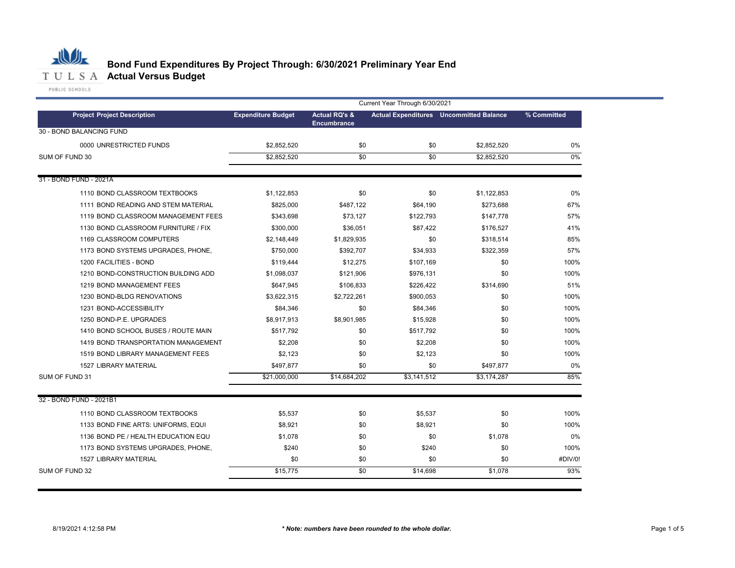# Bond Fund Expenditures By Project Through: 6/30/2021 Preliminary Year End

## Actual Versus Budget

| | | Current Year Through 6/30/2021 | | | |
|---|---|---|---|---|---|
| **Project Project Description** | **Expenditure Budget** | **Actual RQ's & Encumbrance** | **Actual Expenditures** | **Uncommitted Balance** | **% Committed** |
| 30 - BOND BALANCING FUND | | | | | |
| 0000 UNRESTRICTED FUNDS | $2,852,520 | $0 | $0 | $2,852,520 | 0% |
| SUM OF FUND 30 | $2,852,520 | $0 | $0 | $2,852,520 | 0% |
| 31 - BOND FUND - 2021A | | | | | |
| 1110 BOND CLASSROOM TEXTBOOKS | $1,122,853 | $0 | $0 | $1,122,853 | 0% |
| 1111 BOND READING AND STEM MATERIAL | $825,000 | $487,122 | $64,190 | $273,688 | 67% |
| 1119 BOND CLASSROOM MANAGEMENT FEES | $343,698 | $73,127 | $122,793 | $147,778 | 57% |
| 1130 BOND CLASSROOM FURNITURE / FIX | $300,000 | $36,051 | $87,422 | $176,527 | 41% |
| 1169 CLASSROOM COMPUTERS | $2,148,449 | $1,829,935 | $0 | $318,514 | 85% |
| 1173 BOND SYSTEMS UPGRADES, PHONE, | $750,000 | $392,707 | $34,933 | $322,359 | 57% |
| 1200 FACILITIES - BOND | $119,444 | $12,275 | $107,169 | $0 | 100% |
| 1210 BOND-CONSTRUCTION BUILDING ADD | $1,098,037 | $121,906 | $976,131 | $0 | 100% |
| 1219 BOND MANAGEMENT FEES | $647,945 | $106,833 | $226,422 | $314,690 | 51% |
| 1230 BOND-BLDG RENOVATIONS | $3,622,315 | $2,722,261 | $900,053 | $0 | 100% |
| 1231 BOND-ACCESSIBILITY | $84,346 | $0 | $84,346 | $0 | 100% |
| 1250 BOND-P.E. UPGRADES | $8,917,913 | $8,901,985 | $15,928 | $0 | 100% |
| 1410 BOND SCHOOL BUSES / ROUTE MAIN | $517,792 | $0 | $517,792 | $0 | 100% |
| 1419 BOND TRANSPORTATION MANAGEMENT | $2,208 | $0 | $2,208 | $0 | 100% |
| 1519 BOND LIBRARY MANAGEMENT FEES | $2,123 | $0 | $2,123 | $0 | 100% |
| 1527 LIBRARY MATERIAL | $497,877 | $0 | $0 | $497,877 | 0% |
| SUM OF FUND 31 | $21,000,000 | $14,684,202 | $3,141,512 | $3,174,287 | 85% |
| 32 - BOND FUND - 2021B1 | | | | | |
| 1110 BOND CLASSROOM TEXTBOOKS | $5,537 | $0 | $5,537 | $0 | 100% |
| 1133 BOND FINE ARTS: UNIFORMS, EQUI | $8,921 | $0 | $8,921 | $0 | 100% |
| 1136 BOND PE / HEALTH EDUCATION EQU | $1,078 | $0 | $0 | $1,078 | 0% |
| 1173 BOND SYSTEMS UPGRADES, PHONE, | $240 | $0 | $240 | $0 | 100% |
| 1527 LIBRARY MATERIAL | $0 | $0 | $0 | $0 | #DIV/0! |
| SUM OF FUND 32 | $15,775 | $0 | $14,698 | $1,078 | 93% |

8/19/2021 4:12:58 PM

*** Note: numbers have been rounded to the whole dollar.***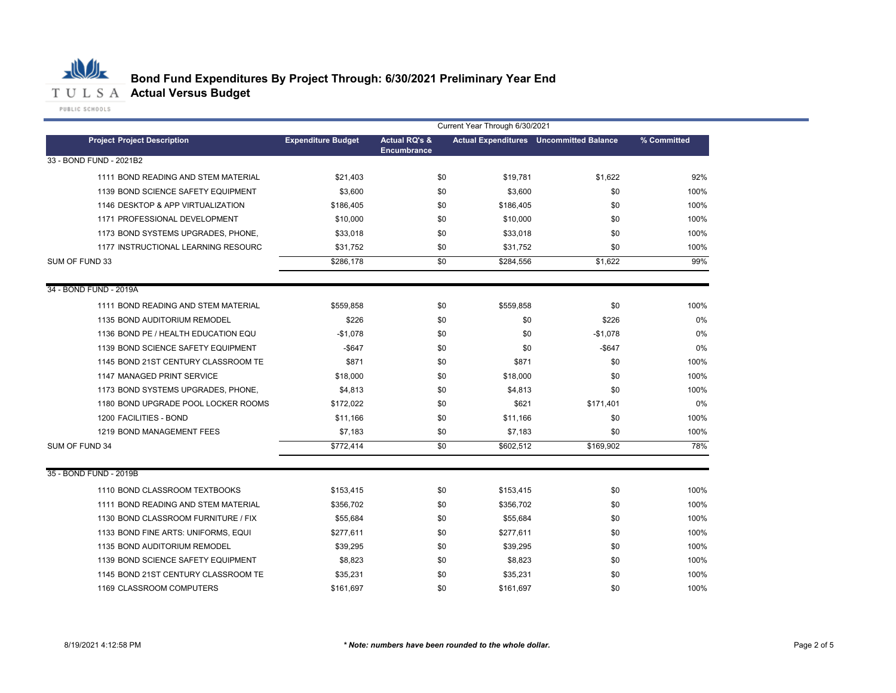# Bond Fund Expenditures By Project Through: 6/30/2021 Preliminary Year End

## Actual Versus Budget

Current Year Through 6/30/2021

| Project Project Description | Expenditure Budget | Actual RQ's & Encumbrance | Actual Expenditures | Uncommitted Balance | % Committed |
|---|---|---|---|---|---|
| **33 - BOND FUND - 2021B2** | | | | | |
| 1111 BOND READING AND STEM MATERIAL | $21,403 | $0 | $19,781 | $1,622 | 92% |
| 1139 BOND SCIENCE SAFETY EQUIPMENT | $3,600 | $0 | $3,600 | $0 | 100% |
| 1146 DESKTOP & APP VIRTUALIZATION | $186,405 | $0 | $186,405 | $0 | 100% |
| 1171 PROFESSIONAL DEVELOPMENT | $10,000 | $0 | $10,000 | $0 | 100% |
| 1173 BOND SYSTEMS UPGRADES, PHONE, | $33,018 | $0 | $33,018 | $0 | 100% |
| 1177 INSTRUCTIONAL LEARNING RESOURC | $31,752 | $0 | $31,752 | $0 | 100% |
| SUM OF FUND 33 | $286,178 | $0 | $284,556 | $1,622 | 99% |
| **34 - BOND FUND - 2019A** | | | | | |
| 1111 BOND READING AND STEM MATERIAL | $559,858 | $0 | $559,858 | $0 | 100% |
| 1135 BOND AUDITORIUM REMODEL | $226 | $0 | $0 | $226 | 0% |
| 1136 BOND PE / HEALTH EDUCATION EQU | -$1,078 | $0 | $0 | -$1,078 | 0% |
| 1139 BOND SCIENCE SAFETY EQUIPMENT | -$647 | $0 | $0 | -$647 | 0% |
| 1145 BOND 21ST CENTURY CLASSROOM TE | $871 | $0 | $871 | $0 | 100% |
| 1147 MANAGED PRINT SERVICE | $18,000 | $0 | $18,000 | $0 | 100% |
| 1173 BOND SYSTEMS UPGRADES, PHONE, | $4,813 | $0 | $4,813 | $0 | 100% |
| 1180 BOND UPGRADE POOL LOCKER ROOMS | $172,022 | $0 | $621 | $171,401 | 0% |
| 1200 FACILITIES - BOND | $11,166 | $0 | $11,166 | $0 | 100% |
| 1219 BOND MANAGEMENT FEES | $7,183 | $0 | $7,183 | $0 | 100% |
| SUM OF FUND 34 | $772,414 | $0 | $602,512 | $169,902 | 78% |
| **35 - BOND FUND - 2019B** | | | | | |
| 1110 BOND CLASSROOM TEXTBOOKS | $153,415 | $0 | $153,415 | $0 | 100% |
| 1111 BOND READING AND STEM MATERIAL | $356,702 | $0 | $356,702 | $0 | 100% |
| 1130 BOND CLASSROOM FURNITURE / FIX | $55,684 | $0 | $55,684 | $0 | 100% |
| 1133 BOND FINE ARTS: UNIFORMS, EQUI | $277,611 | $0 | $277,611 | $0 | 100% |
| 1135 BOND AUDITORIUM REMODEL | $39,295 | $0 | $39,295 | $0 | 100% |
| 1139 BOND SCIENCE SAFETY EQUIPMENT | $8,823 | $0 | $8,823 | $0 | 100% |
| 1145 BOND 21ST CENTURY CLASSROOM TE | $35,231 | $0 | $35,231 | $0 | 100% |
| 1169 CLASSROOM COMPUTERS | $161,697 | $0 | $161,697 | $0 | 100% |

8/19/2021 4:12:58 PM

*** Note: numbers have been rounded to the whole dollar.***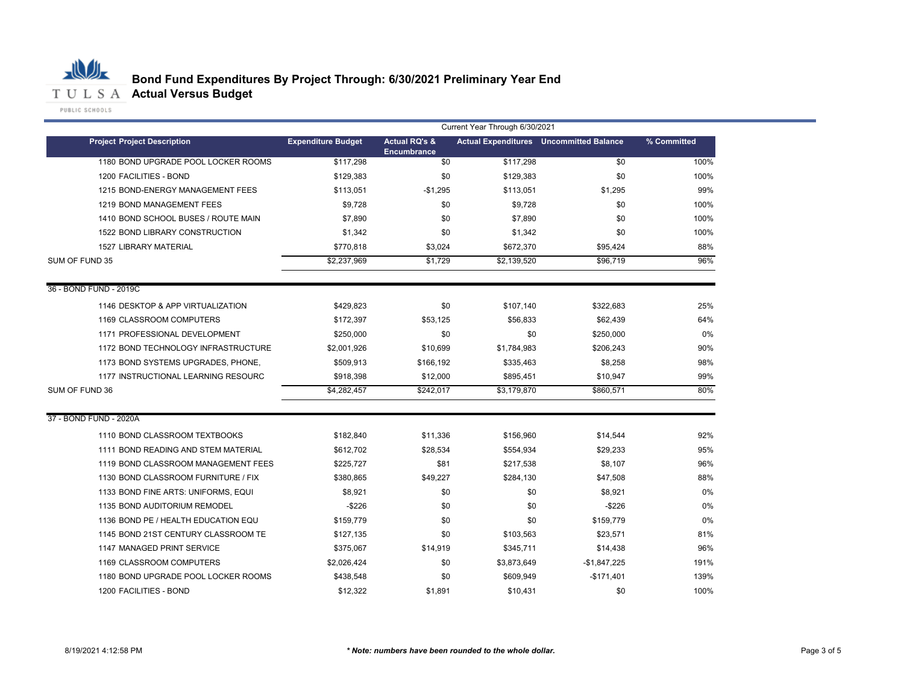# Bond Fund Expenditures By Project Through: 6/30/2021 Preliminary Year End

## Actual Versus Budget

| Project Project Description | Expenditure Budget | Actual RQ's & Encumbrance | Actual Expenditures | Uncommitted Balance | % Committed |
|---|---|---|---|---|---|
| | Current Year Through 6/30/2021 | | | | |
| 1180 BOND UPGRADE POOL LOCKER ROOMS | $117,298 | $0 | $117,298 | $0 | 100% |
| 1200 FACILITIES - BOND | $129,383 | $0 | $129,383 | $0 | 100% |
| 1215 BOND-ENERGY MANAGEMENT FEES | $113,051 | -$1,295 | $113,051 | $1,295 | 99% |
| 1219 BOND MANAGEMENT FEES | $9,728 | $0 | $9,728 | $0 | 100% |
| 1410 BOND SCHOOL BUSES / ROUTE MAIN | $7,890 | $0 | $7,890 | $0 | 100% |
| 1522 BOND LIBRARY CONSTRUCTION | $1,342 | $0 | $1,342 | $0 | 100% |
| 1527 LIBRARY MATERIAL | $770,818 | $3,024 | $672,370 | $95,424 | 88% |
| SUM OF FUND 35 | $2,237,969 | $1,729 | $2,139,520 | $96,719 | 96% |
| **36 - BOND FUND - 2019C** | | | | | |
| 1146 DESKTOP & APP VIRTUALIZATION | $429,823 | $0 | $107,140 | $322,683 | 25% |
| 1169 CLASSROOM COMPUTERS | $172,397 | $53,125 | $56,833 | $62,439 | 64% |
| 1171 PROFESSIONAL DEVELOPMENT | $250,000 | $0 | $0 | $250,000 | 0% |
| 1172 BOND TECHNOLOGY INFRASTRUCTURE | $2,001,926 | $10,699 | $1,784,983 | $206,243 | 90% |
| 1173 BOND SYSTEMS UPGRADES, PHONE, | $509,913 | $166,192 | $335,463 | $8,258 | 98% |
| 1177 INSTRUCTIONAL LEARNING RESOURC | $918,398 | $12,000 | $895,451 | $10,947 | 99% |
| SUM OF FUND 36 | $4,282,457 | $242,017 | $3,179,870 | $860,571 | 80% |
| **37 - BOND FUND - 2020A** | | | | | |
| 1110 BOND CLASSROOM TEXTBOOKS | $182,840 | $11,336 | $156,960 | $14,544 | 92% |
| 1111 BOND READING AND STEM MATERIAL | $612,702 | $28,534 | $554,934 | $29,233 | 95% |
| 1119 BOND CLASSROOM MANAGEMENT FEES | $225,727 | $81 | $217,538 | $8,107 | 96% |
| 1130 BOND CLASSROOM FURNITURE / FIX | $380,865 | $49,227 | $284,130 | $47,508 | 88% |
| 1133 BOND FINE ARTS: UNIFORMS, EQUI | $8,921 | $0 | $0 | $8,921 | 0% |
| 1135 BOND AUDITORIUM REMODEL | -$226 | $0 | $0 | -$226 | 0% |
| 1136 BOND PE / HEALTH EDUCATION EQU | $159,779 | $0 | $0 | $159,779 | 0% |
| 1145 BOND 21ST CENTURY CLASSROOM TE | $127,135 | $0 | $103,563 | $23,571 | 81% |
| 1147 MANAGED PRINT SERVICE | $375,067 | $14,919 | $345,711 | $14,438 | 96% |
| 1169 CLASSROOM COMPUTERS | $2,026,424 | $0 | $3,873,649 | -$1,847,225 | 191% |
| 1180 BOND UPGRADE POOL LOCKER ROOMS | $438,548 | $0 | $609,949 | -$171,401 | 139% |
| 1200 FACILITIES - BOND | $12,322 | $1,891 | $10,431 | $0 | 100% |

*\* Note: numbers have been rounded to the whole dollar.*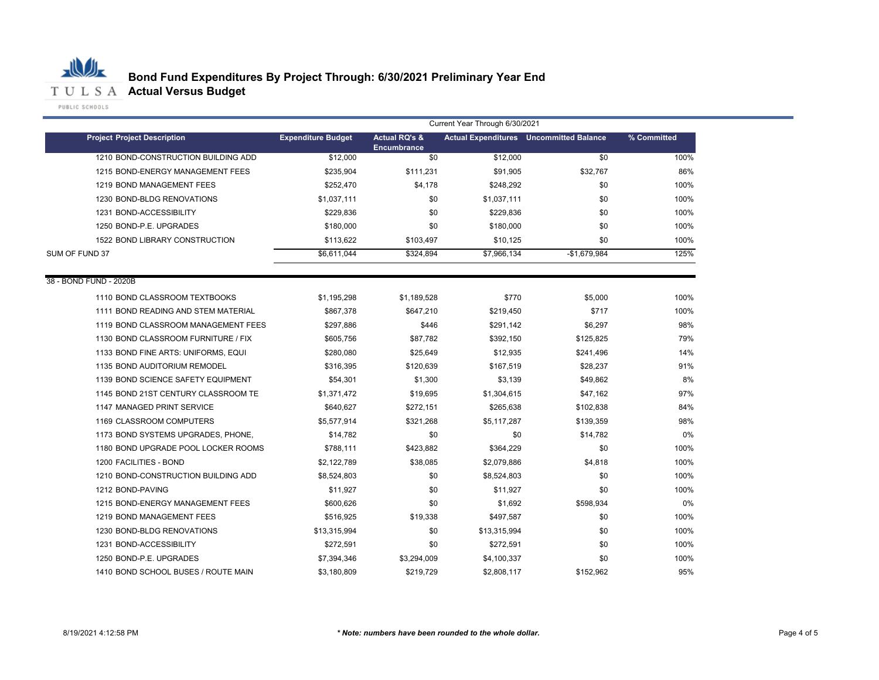# Bond Fund Expenditures By Project Through: 6/30/2021 Preliminary Year End

## Actual Versus Budget

| | | Current Year Through 6/30/2021 | | | |
|---|---|---|---|---|---|
| Project Project Description | Expenditure Budget | Actual RQ's & Encumbrance | Actual Expenditures | Uncommitted Balance | % Committed |
| 1210 BOND-CONSTRUCTION BUILDING ADD | $12,000 | $0 | $12,000 | $0 | 100% |
| 1215 BOND-ENERGY MANAGEMENT FEES | $235,904 | $111,231 | $91,905 | $32,767 | 86% |
| 1219 BOND MANAGEMENT FEES | $252,470 | $4,178 | $248,292 | $0 | 100% |
| 1230 BOND-BLDG RENOVATIONS | $1,037,111 | $0 | $1,037,111 | $0 | 100% |
| 1231 BOND-ACCESSIBILITY | $229,836 | $0 | $229,836 | $0 | 100% |
| 1250 BOND-P.E. UPGRADES | $180,000 | $0 | $180,000 | $0 | 100% |
| 1522 BOND LIBRARY CONSTRUCTION | $113,622 | $103,497 | $10,125 | $0 | 100% |
| SUM OF FUND 37 | $6,611,044 | $324,894 | $7,966,134 | -$1,679,984 | 125% |
| 38 - BOND FUND - 2020B | | | | | |
| 1110 BOND CLASSROOM TEXTBOOKS | $1,195,298 | $1,189,528 | $770 | $5,000 | 100% |
| 1111 BOND READING AND STEM MATERIAL | $867,378 | $647,210 | $219,450 | $717 | 100% |
| 1119 BOND CLASSROOM MANAGEMENT FEES | $297,886 | $446 | $291,142 | $6,297 | 98% |
| 1130 BOND CLASSROOM FURNITURE / FIX | $605,756 | $87,782 | $392,150 | $125,825 | 79% |
| 1133 BOND FINE ARTS: UNIFORMS, EQUI | $280,080 | $25,649 | $12,935 | $241,496 | 14% |
| 1135 BOND AUDITORIUM REMODEL | $316,395 | $120,639 | $167,519 | $28,237 | 91% |
| 1139 BOND SCIENCE SAFETY EQUIPMENT | $54,301 | $1,300 | $3,139 | $49,862 | 8% |
| 1145 BOND 21ST CENTURY CLASSROOM TE | $1,371,472 | $19,695 | $1,304,615 | $47,162 | 97% |
| 1147 MANAGED PRINT SERVICE | $640,627 | $272,151 | $265,638 | $102,838 | 84% |
| 1169 CLASSROOM COMPUTERS | $5,577,914 | $321,268 | $5,117,287 | $139,359 | 98% |
| 1173 BOND SYSTEMS UPGRADES, PHONE, | $14,782 | $0 | $0 | $14,782 | 0% |
| 1180 BOND UPGRADE POOL LOCKER ROOMS | $788,111 | $423,882 | $364,229 | $0 | 100% |
| 1200 FACILITIES - BOND | $2,122,789 | $38,085 | $2,079,886 | $4,818 | 100% |
| 1210 BOND-CONSTRUCTION BUILDING ADD | $8,524,803 | $0 | $8,524,803 | $0 | 100% |
| 1212 BOND-PAVING | $11,927 | $0 | $11,927 | $0 | 100% |
| 1215 BOND-ENERGY MANAGEMENT FEES | $600,626 | $0 | $1,692 | $598,934 | 0% |
| 1219 BOND MANAGEMENT FEES | $516,925 | $19,338 | $497,587 | $0 | 100% |
| 1230 BOND-BLDG RENOVATIONS | $13,315,994 | $0 | $13,315,994 | $0 | 100% |
| 1231 BOND-ACCESSIBILITY | $272,591 | $0 | $272,591 | $0 | 100% |
| 1250 BOND-P.E. UPGRADES | $7,394,346 | $3,294,009 | $4,100,337 | $0 | 100% |
| 1410 BOND SCHOOL BUSES / ROUTE MAIN | $3,180,809 | $219,729 | $2,808,117 | $152,962 | 95% |

*** Note: numbers have been rounded to the whole dollar.**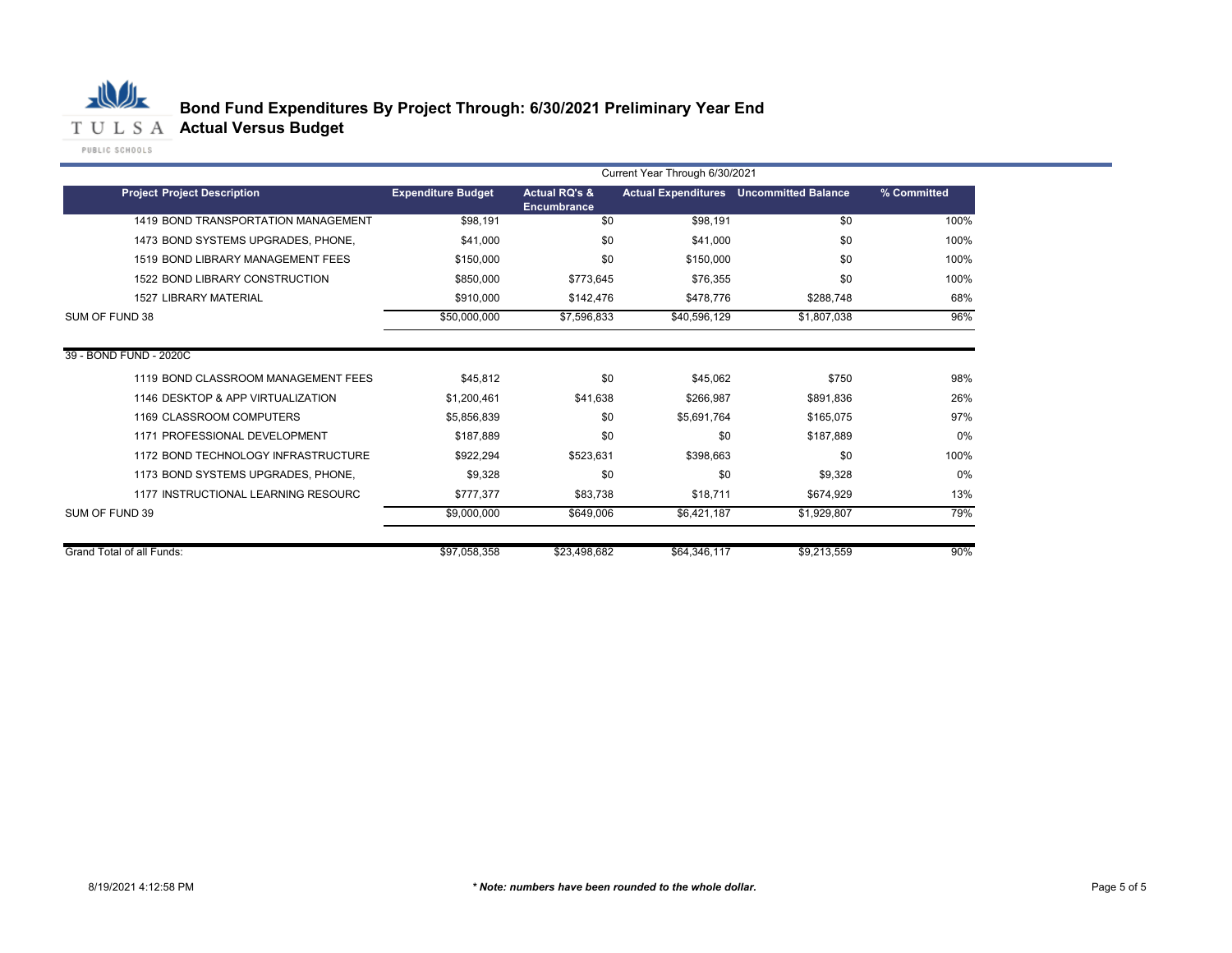# Bond Fund Expenditures By Project Through: 6/30/2021 Preliminary Year End

## Actual Versus Budget

| Project Project Description | Expenditure Budget | Actual RQ's & Encumbrance | Actual Expenditures | Uncommitted Balance | % Committed |
|---|---|---|---|---|---|
| | Current Year Through 6/30/2021 | | | | |
| 1419 BOND TRANSPORTATION MANAGEMENT | $98,191 | $0 | $98,191 | $0 | 100% |
| 1473 BOND SYSTEMS UPGRADES, PHONE, | $41,000 | $0 | $41,000 | $0 | 100% |
| 1519 BOND LIBRARY MANAGEMENT FEES | $150,000 | $0 | $150,000 | $0 | 100% |
| 1522 BOND LIBRARY CONSTRUCTION | $850,000 | $773,645 | $76,355 | $0 | 100% |
| 1527 LIBRARY MATERIAL | $910,000 | $142,476 | $478,776 | $288,748 | 68% |
| SUM OF FUND 38 | $50,000,000 | $7,596,833 | $40,596,129 | $1,807,038 | 96% |
| 39 - BOND FUND - 2020C | | | | | |
| 1119 BOND CLASSROOM MANAGEMENT FEES | $45,812 | $0 | $45,062 | $750 | 98% |
| 1146 DESKTOP & APP VIRTUALIZATION | $1,200,461 | $41,638 | $266,987 | $891,836 | 26% |
| 1169 CLASSROOM COMPUTERS | $5,856,839 | $0 | $5,691,764 | $165,075 | 97% |
| 1171 PROFESSIONAL DEVELOPMENT | $187,889 | $0 | $0 | $187,889 | 0% |
| 1172 BOND TECHNOLOGY INFRASTRUCTURE | $922,294 | $523,631 | $398,663 | $0 | 100% |
| 1173 BOND SYSTEMS UPGRADES, PHONE, | $9,328 | $0 | $0 | $9,328 | 0% |
| 1177 INSTRUCTIONAL LEARNING RESOURC | $777,377 | $83,738 | $18,711 | $674,929 | 13% |
| SUM OF FUND 39 | $9,000,000 | $649,006 | $6,421,187 | $1,929,807 | 79% |
| Grand Total of all Funds: | $97,058,358 | $23,498,682 | $64,346,117 | $9,213,559 | 90% |

8/19/2021 4:12:58 PM

*** Note: numbers have been rounded to the whole dollar.***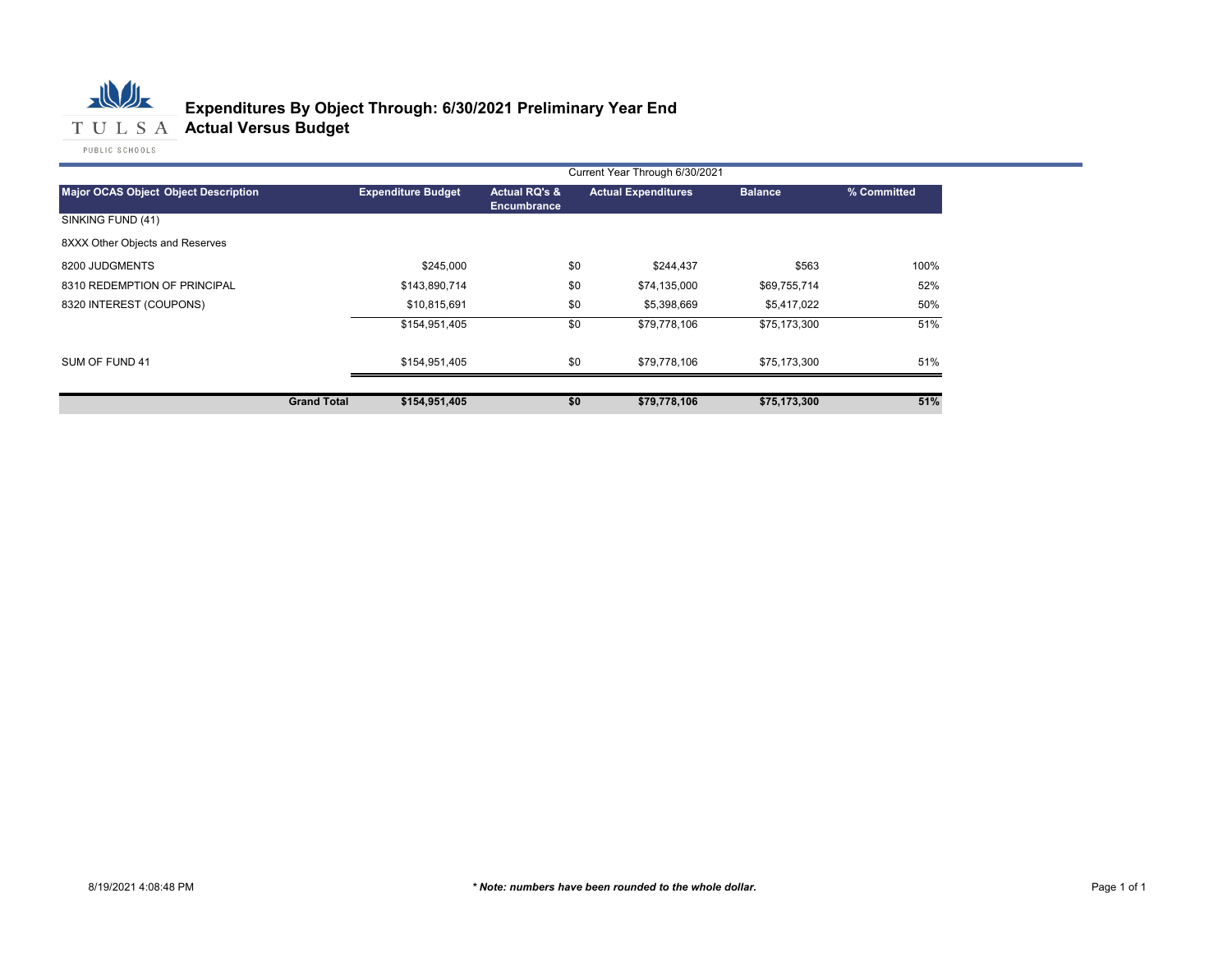TULSA PUBLIC SCHOOLS

# Expenditures By Object Through: 6/30/2021 Preliminary Year End
## Actual Versus Budget

| | Current Year Through 6/30/2021 | | | | |
|---|---|---|---|---|---|
| **Major OCAS Object Object Description** | **Expenditure Budget** | **Actual RQ's & Encumbrance** | **Actual Expenditures** | **Balance** | **% Committed** |
| SINKING FUND (41) | | | | | |
| 8XXX Other Objects and Reserves | | | | | |
| 8200 JUDGMENTS | $245,000 | $0 | $244,437 | $563 | 100% |
| 8310 REDEMPTION OF PRINCIPAL | $143,890,714 | $0 | $74,135,000 | $69,755,714 | 52% |
| 8320 INTEREST (COUPONS) | $10,815,691 | $0 | $5,398,669 | $5,417,022 | 50% |
| | $154,951,405 | $0 | $79,778,106 | $75,173,300 | 51% |
| SUM OF FUND 41 | $154,951,405 | $0 | $79,778,106 | $75,173,300 | 51% |
| **Grand Total** | **$154,951,405** | **$0** | **$79,778,106** | **$75,173,300** | **51%** |

8/19/2021 4:08:48 PM

***Note: numbers have been rounded to the whole dollar.***